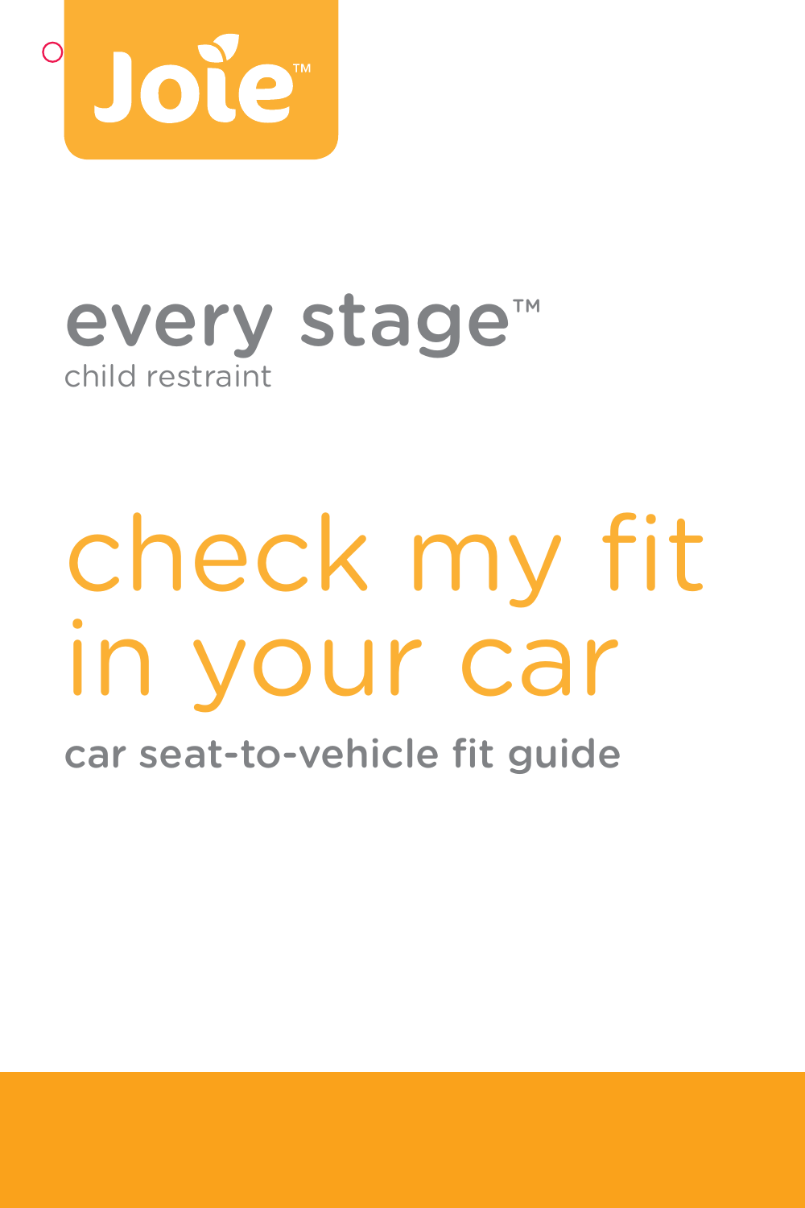Joie™

# every stage™

child restraint

# check my fit in your car

## car seat-to-vehicle fit guide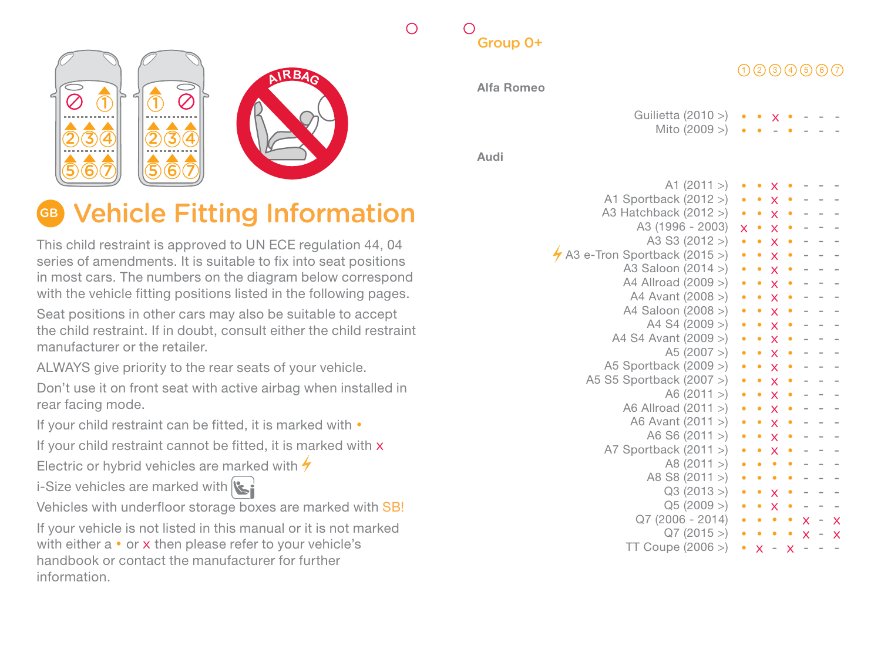## GB Vehicle Fitting Information

This child restraint is approved to UN ECE regulation 44, 04 series of amendments. It is suitable to fix into seat positions in most cars. The numbers on the diagram below correspond with the vehicle fitting positions listed in the following pages.

Seat positions in other cars may also be suitable to accept the child restraint. If in doubt, consult either the child restraint manufacturer or the retailer.

ALWAYS give priority to the rear seats of your vehicle.

Don't use it on front seat with active airbag when installed in rear facing mode.

If your child restraint can be fitted, it is marked with •

If your child restraint cannot be fitted, it is marked with x

Electric or hybrid vehicles are marked with ⚡

i-Size vehicles are marked with

Vehicles with underfloor storage boxes are marked with SB!

If your vehicle is not listed in this manual or it is not marked with either a • or x then please refer to your vehicle's handbook or contact the manufacturer for further information.

## Group 0+

**Alfa Romeo**

| | 1 | 2 | 3 | 4 | 5 | 6 | 7 |
|---|---|---|---|---|---|---|---|
| Guilietta (2010 >) | • | • | x | • | - | - | - |
| Mito (2009 >) | • | • | - | • | - | - | - |

**Audi**

| | 1 | 2 | 3 | 4 | 5 | 6 | 7 |
|---|---|---|---|---|---|---|---|
| A1 (2011 >) | • | • | x | • | - | - | - |
| A1 Sportback (2012 >) | • | • | x | • | - | - | - |
| A3 Hatchback (2012 >) | • | • | x | • | - | - | - |
| A3 (1996 - 2003) | x | • | x | • | - | - | - |
| A3 S3 (2012 >) | • | • | x | • | - | - | - |
| ⚡ A3 e-Tron Sportback (2015 >) | • | • | x | • | - | - | - |
| A3 Saloon (2014 >) | • | • | x | • | - | - | - |
| A4 Allroad (2009 >) | • | • | x | • | - | - | - |
| A4 Avant (2008 >) | • | • | x | • | - | - | - |
| A4 Saloon (2008 >) | • | • | x | • | - | - | - |
| A4 S4 (2009 >) | • | • | x | • | - | - | - |
| A4 S4 Avant (2009 >) | • | • | x | • | - | - | - |
| A5 (2007 >) | • | • | x | • | - | - | - |
| A5 Sportback (2009 >) | • | • | x | • | - | - | - |
| A5 S5 Sportback (2007 >) | • | • | x | • | - | - | - |
| A6 (2011 >) | • | • | x | • | - | - | - |
| A6 Allroad (2011 >) | • | • | x | • | - | - | - |
| A6 Avant (2011 >) | • | • | x | • | - | - | - |
| A6 S6 (2011 >) | • | • | x | • | - | - | - |
| A7 Sportback (2011 >) | • | • | x | • | - | - | - |
| A8 (2011 >) | • | • | • | • | - | - | - |
| A8 S8 (2011 >) | • | • | • | • | - | - | - |
| Q3 (2013 >) | • | • | x | • | - | - | - |
| Q5 (2009 >) | • | • | x | • | - | - | - |
| Q7 (2006 - 2014) | • | • | • | • | x | - | x |
| Q7 (2015 >) | • | • | • | • | x | - | x |
| TT Coupe (2006 >) | • | x | - | x | - | - | - |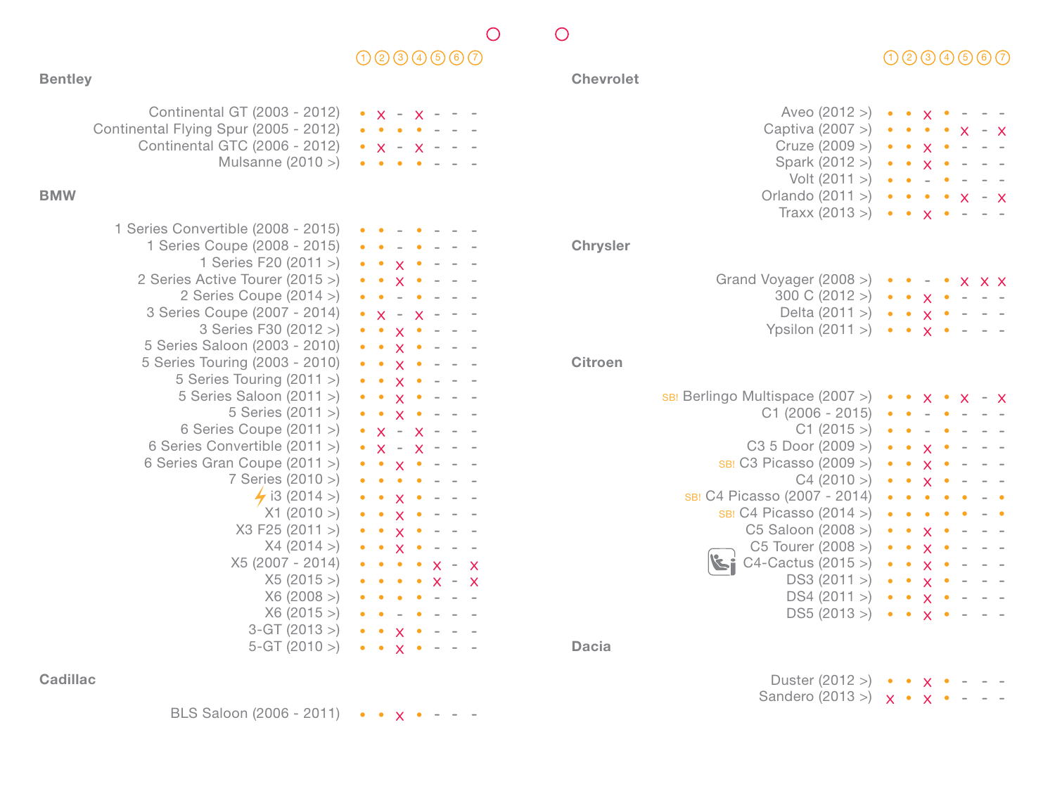## Bentley

| Model | 1 | 2 | 3 | 4 | 5 | 6 | 7 |
|---|---|---|---|---|---|---|---|
| Continental GT (2003 - 2012) | • | x | - | x | - | - | - |
| Continental Flying Spur (2005 - 2012) | • | • | • | • | - | - | - |
| Continental GTC (2006 - 2012) | • | x | - | x | - | - | - |
| Mulsanne (2010 >) | • | • | • | • | - | - | - |

## BMW

| Model | 1 | 2 | 3 | 4 | 5 | 6 | 7 |
|---|---|---|---|---|---|---|---|
| 1 Series Convertible (2008 - 2015) | • | • | - | • | - | - | - |
| 1 Series Coupe (2008 - 2015) | • | • | - | • | - | - | - |
| 1 Series F20 (2011 >) | • | • | x | • | - | - | - |
| 2 Series Active Tourer (2015 >) | • | • | x | • | - | - | - |
| 2 Series Coupe (2014 >) | • | • | - | • | - | - | - |
| 3 Series Coupe (2007 - 2014) | • | x | - | x | - | - | - |
| 3 Series F30 (2012 >) | • | • | x | • | - | - | - |
| 5 Series Saloon (2003 - 2010) | • | • | x | • | - | - | - |
| 5 Series Touring (2003 - 2010) | • | • | x | • | - | - | - |
| 5 Series Touring (2011 >) | • | • | x | • | - | - | - |
| 5 Series Saloon (2011 >) | • | • | x | • | - | - | - |
| 5 Series (2011 >) | • | • | x | • | - | - | - |
| 6 Series Coupe (2011 >) | • | x | - | x | - | - | - |
| 6 Series Convertible (2011 >) | • | x | - | x | - | - | - |
| 6 Series Gran Coupe (2011 >) | • | • | x | • | - | - | - |
| 7 Series (2010 >) | • | • | • | • | - | - | - |
| ⚡ i3 (2014 >) | • | • | x | • | - | - | - |
| X1 (2010 >) | • | • | x | • | - | - | - |
| X3 F25 (2011 >) | • | • | x | • | - | - | - |
| X4 (2014 >) | • | • | x | • | - | - | - |
| X5 (2007 - 2014) | • | • | • | • | x | - | x |
| X5 (2015 >) | • | • | • | • | x | - | x |
| X6 (2008 >) | • | • | • | • | - | - | - |
| X6 (2015 >) | • | • | - | • | - | - | - |
| 3-GT (2013 >) | • | • | x | • | - | - | - |
| 5-GT (2010 >) | • | • | x | • | - | - | - |

## Cadillac

| Model | 1 | 2 | 3 | 4 | 5 | 6 | 7 |
|---|---|---|---|---|---|---|---|
| BLS Saloon (2006 - 2011) | • | • | x | • | - | - | - |

## Chevrolet

| Model | 1 | 2 | 3 | 4 | 5 | 6 | 7 |
|---|---|---|---|---|---|---|---|
| Aveo (2012 >) | • | • | x | • | - | - | - |
| Captiva (2007 >) | • | • | • | • | x | - | x |
| Cruze (2009 >) | • | • | x | • | - | - | - |
| Spark (2012 >) | • | • | x | • | - | - | - |
| Volt (2011 >) | • | • | - | • | - | - | - |
| Orlando (2011 >) | • | • | • | • | x | - | x |
| Traxx (2013 >) | • | • | x | • | - | - | - |

## Chrysler

| Model | 1 | 2 | 3 | 4 | 5 | 6 | 7 |
|---|---|---|---|---|---|---|---|
| Grand Voyager (2008 >) | • | • | - | • | x | x | x |
| 300 C (2012 >) | • | • | x | • | - | - | - |
| Delta (2011 >) | • | • | x | • | - | - | - |
| Ypsilon (2011 >) | • | • | x | • | - | - | - |

## Citroen

| Model | 1 | 2 | 3 | 4 | 5 | 6 | 7 |
|---|---|---|---|---|---|---|---|
| SB! Berlingo Multispace (2007 >) | • | • | x | • | x | - | x |
| C1 (2006 - 2015) | • | • | - | • | - | - | - |
| C1 (2015 >) | • | • | - | • | - | - | - |
| C3 5 Door (2009 >) | • | • | x | • | - | - | - |
| SB! C3 Picasso (2009 >) | • | • | x | • | - | - | - |
| C4 (2010 >) | • | • | x | • | - | - | - |
| SB! C4 Picasso (2007 - 2014) | • | • | • | • | • | - | • |
| SB! C4 Picasso (2014 >) | • | • | • | • | • | - | • |
| C5 Saloon (2008 >) | • | • | x | • | - | - | - |
| C5 Tourer (2008 >) | • | • | x | • | - | - | - |
| C4-Cactus (2015 >) | • | • | x | • | - | - | - |
| DS3 (2011 >) | • | • | x | • | - | - | - |
| DS4 (2011 >) | • | • | x | • | - | - | - |
| DS5 (2013 >) | • | • | x | • | - | - | - |

## Dacia

| Model | 1 | 2 | 3 | 4 | 5 | 6 | 7 |
|---|---|---|---|---|---|---|---|
| Duster (2012 >) | • | • | x | • | - | - | - |
| Sandero (2013 >) | x | • | x | • | - | - | - |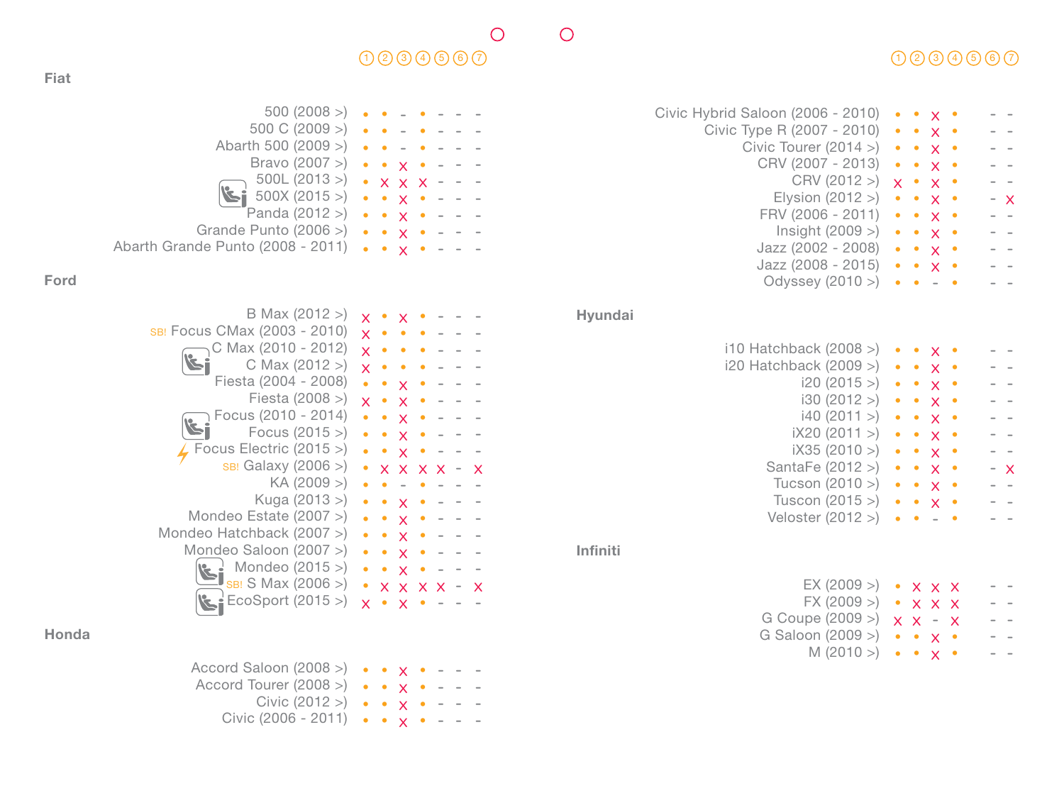## Fiat

| Model | 1 | 2 | 3 | 4 | 5 | 6 | 7 |
|---|---|---|---|---|---|---|---|
| 500 (2008 >) | • | • | - | • | - | - | - |
| 500 C (2009 >) | • | • | - | • | - | - | - |
| Abarth 500 (2009 >) | • | • | - | • | - | - | - |
| Bravo (2007 >) | • | • | X | • | - | - | - |
| 500L (2013 >) | • | X | X | X | - | - | - |
| 500X (2015 >) | • | • | X | • | - | - | - |
| Panda (2012 >) | • | • | X | • | - | - | - |
| Grande Punto (2006 >) | • | • | X | • | - | - | - |
| Abarth Grande Punto (2008 - 2011) | • | • | X | • | - | - | - |

## Ford

| Model | 1 | 2 | 3 | 4 | 5 | 6 | 7 |
|---|---|---|---|---|---|---|---|
| B Max (2012 >) | X | • | X | • | - | - | - |
| SB! Focus CMax (2003 - 2010) | X | • | • | • | - | - | - |
| C Max (2010 - 2012) | X | • | • | • | - | - | - |
| C Max (2012 >) | X | • | • | • | - | - | - |
| Fiesta (2004 - 2008) | • | • | X | • | - | - | - |
| Fiesta (2008 >) | X | • | X | • | - | - | - |
| Focus (2010 - 2014) | • | • | X | • | - | - | - |
| Focus (2015 >) | • | • | X | • | - | - | - |
| Focus Electric (2015 >) | • | • | X | • | - | - | - |
| SB! Galaxy (2006 >) | • | X | X | X | X | - | X |
| KA (2009 >) | • | • | - | • | - | - | - |
| Kuga (2013 >) | • | • | X | • | - | - | - |
| Mondeo Estate (2007 >) | • | • | X | • | - | - | - |
| Mondeo Hatchback (2007 >) | • | • | X | • | - | - | - |
| Mondeo Saloon (2007 >) | • | • | X | • | - | - | - |
| Mondeo (2015 >) | • | • | X | • | - | - | - |
| SB! S Max (2006 >) | • | X | X | X | X | - | X |
| EcoSport (2015 >) | X | • | X | • | - | - | - |

## Honda

| Model | 1 | 2 | 3 | 4 | 5 | 6 | 7 |
|---|---|---|---|---|---|---|---|
| Accord Saloon (2008 >) | • | • | X | • | - | - | - |
| Accord Tourer (2008 >) | • | • | X | • | - | - | - |
| Civic (2012 >) | • | • | X | • | - | - | - |
| Civic (2006 - 2011) | • | • | X | • | - | - | - |
| Civic Hybrid Saloon (2006 - 2010) | • | • | X | • | | - | - |
| Civic Type R (2007 - 2010) | • | • | X | • | | - | - |
| Civic Tourer (2014 >) | • | • | X | • | | - | - |
| CRV (2007 - 2013) | • | • | X | • | | - | - |
| CRV (2012 >) | X | • | X | • | | - | - |
| Elysion (2012 >) | • | • | X | • | | - | X |
| FRV (2006 - 2011) | • | • | X | • | | - | - |
| Insight (2009 >) | • | • | X | • | | - | - |
| Jazz (2002 - 2008) | • | • | X | • | | - | - |
| Jazz (2008 - 2015) | • | • | X | • | | - | - |
| Odyssey (2010 >) | • | • | - | • | | - | - |

## Hyundai

| Model | 1 | 2 | 3 | 4 | 5 | 6 | 7 |
|---|---|---|---|---|---|---|---|
| i10 Hatchback (2008 >) | • | • | X | • | | - | - |
| i20 Hatchback (2009 >) | • | • | X | • | | - | - |
| i20 (2015 >) | • | • | X | • | | - | - |
| i30 (2012 >) | • | • | X | • | | - | - |
| i40 (2011 >) | • | • | X | • | | - | - |
| iX20 (2011 >) | • | • | X | • | | - | - |
| iX35 (2010 >) | • | • | X | • | | - | - |
| SantaFe (2012 >) | • | • | X | • | | - | X |
| Tucson (2010 >) | • | • | X | • | | - | - |
| Tuscon (2015 >) | • | • | X | • | | - | - |
| Veloster (2012 >) | • | • | - | • | | - | - |

## Infiniti

| Model | 1 | 2 | 3 | 4 | 5 | 6 | 7 |
|---|---|---|---|---|---|---|---|
| EX (2009 >) | • | X | X | X | | - | - |
| FX (2009 >) | • | X | X | X | | - | - |
| G Coupe (2009 >) | X | X | - | X | | - | - |
| G Saloon (2009 >) | • | • | X | • | | - | - |
| M (2010 >) | • | • | X | • | | - | - |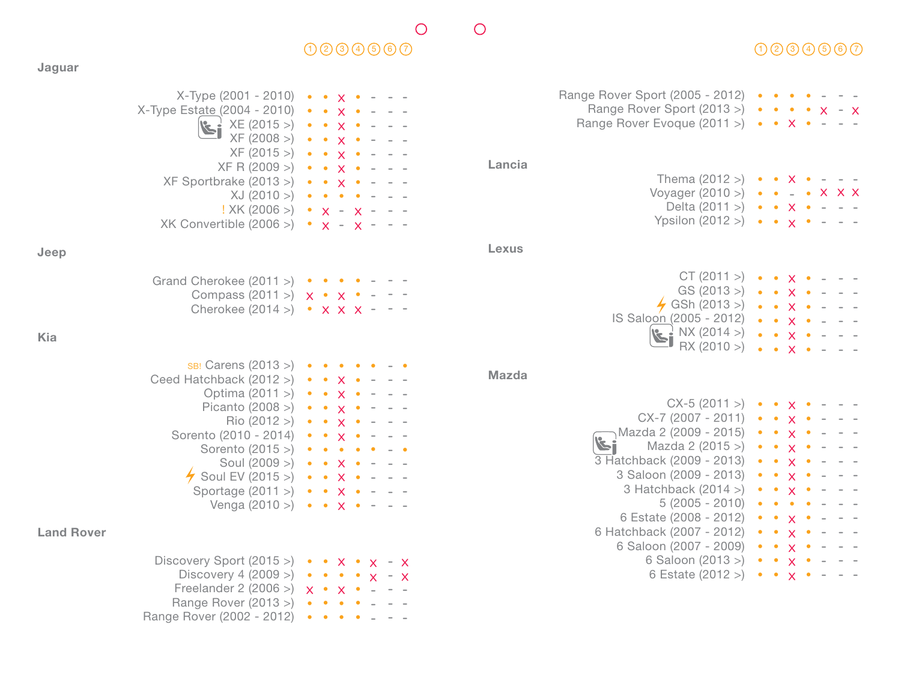## Jaguar

| Model | 1 | 2 | 3 | 4 | 5 | 6 | 7 |
|---|---|---|---|---|---|---|---|
| X-Type (2001 - 2010) | • | • | x | • | - | - | - |
| X-Type Estate (2004 - 2010) | • | • | x | • | - | - | - |
| XE (2015 >) | • | • | x | • | - | - | - |
| XF (2008 >) | • | • | x | • | - | - | - |
| XF (2015 >) | • | • | x | • | - | - | - |
| XF R (2009 >) | • | • | x | • | - | - | - |
| XF Sportbrake (2013 >) | • | • | x | • | - | - | - |
| XJ (2010 >) | • | • | • | • | - | - | - |
| ! XK (2006 >) | • | x | - | x | - | - | - |
| XK Convertible (2006 >) | • | x | - | x | - | - | - |

## Jeep

| Model | 1 | 2 | 3 | 4 | 5 | 6 | 7 |
|---|---|---|---|---|---|---|---|
| Grand Cherokee (2011 >) | • | • | • | • | - | - | - |
| Compass (2011 >) | x | • | x | • | - | - | - |
| Cherokee (2014 >) | • | x | x | x | - | - | - |

## Kia

| Model | 1 | 2 | 3 | 4 | 5 | 6 | 7 |
|---|---|---|---|---|---|---|---|
| SB! Carens (2013 >) | • | • | • | • | • | - | • |
| Ceed Hatchback (2012 >) | • | • | x | • | - | - | - |
| Optima (2011 >) | • | • | x | • | - | - | - |
| Picanto (2008 >) | • | • | x | • | - | - | - |
| Rio (2012 >) | • | • | x | • | - | - | - |
| Sorento (2010 - 2014) | • | • | x | • | - | - | - |
| Sorento (2015 >) | • | • | • | • | • | - | • |
| Soul (2009 >) | • | • | x | • | - | - | - |
| Soul EV (2015 >) | • | • | x | • | - | - | - |
| Sportage (2011 >) | • | • | x | • | - | - | - |
| Venga (2010 >) | • | • | x | • | - | - | - |

## Land Rover

| Model | 1 | 2 | 3 | 4 | 5 | 6 | 7 |
|---|---|---|---|---|---|---|---|
| Discovery Sport (2015 >) | • | • | x | • | x | - | x |
| Discovery 4 (2009 >) | • | • | • | • | x | - | x |
| Freelander 2 (2006 >) | x | • | x | • | - | - | - |
| Range Rover (2013 >) | • | • | • | • | - | - | - |
| Range Rover (2002 - 2012) | • | • | • | • | - | - | - |
| Range Rover Sport (2005 - 2012) | • | • | • | • | - | - | - |
| Range Rover Sport (2013 >) | • | • | • | • | x | - | x |
| Range Rover Evoque (2011 >) | • | • | x | • | - | - | - |

## Lancia

| Model | 1 | 2 | 3 | 4 | 5 | 6 | 7 |
|---|---|---|---|---|---|---|---|
| Thema (2012 >) | • | • | x | • | - | - | - |
| Voyager (2010 >) | • | • | - | • | x | x | x |
| Delta (2011 >) | • | • | x | • | - | - | - |
| Ypsilon (2012 >) | • | • | x | • | - | - | - |

## Lexus

| Model | 1 | 2 | 3 | 4 | 5 | 6 | 7 |
|---|---|---|---|---|---|---|---|
| CT (2011 >) | • | • | x | • | - | - | - |
| GS (2013 >) | • | • | x | • | - | - | - |
| GSh (2013 >) | • | • | x | • | - | - | - |
| IS Saloon (2005 - 2012) | • | • | x | • | - | - | - |
| NX (2014 >) | • | • | x | • | - | - | - |
| RX (2010 >) | • | • | x | • | - | - | - |

## Mazda

| Model | 1 | 2 | 3 | 4 | 5 | 6 | 7 |
|---|---|---|---|---|---|---|---|
| CX-5 (2011 >) | • | • | x | • | - | - | - |
| CX-7 (2007 - 2011) | • | • | x | • | - | - | - |
| Mazda 2 (2009 - 2015) | • | • | x | • | - | - | - |
| Mazda 2 (2015 >) | • | • | x | • | - | - | - |
| 3 Hatchback (2009 - 2013) | • | • | x | • | - | - | - |
| 3 Saloon (2009 - 2013) | • | • | x | • | - | - | - |
| 3 Hatchback (2014 >) | • | • | x | • | - | - | - |
| 5 (2005 - 2010) | • | • | • | • | - | - | - |
| 6 Estate (2008 - 2012) | • | • | x | • | - | - | - |
| 6 Hatchback (2007 - 2012) | • | • | x | • | - | - | - |
| 6 Saloon (2007 - 2009) | • | • | x | • | - | - | - |
| 6 Saloon (2013 >) | • | • | x | • | - | - | - |
| 6 Estate (2012 >) | • | • | x | • | - | - | - |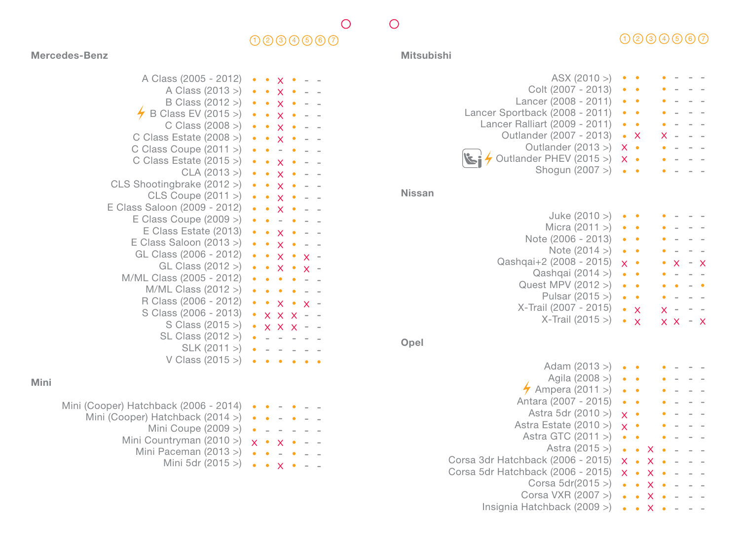## Mercedes-Benz

| Model | 1 | 2 | 3 | 4 | 5 | 6 | 7 |
|---|---|---|---|---|---|---|---|
| A Class (2005 - 2012) | • | • | x | • | - | - | |
| A Class (2013 >) | • | • | x | • | - | - | |
| B Class (2012 >) | • | • | x | • | - | - | |
| ⚡ B Class EV (2015 >) | • | • | x | • | - | - | |
| C Class (2008 >) | • | • | x | • | - | - | |
| C Class Estate (2008 >) | • | • | x | • | - | - | |
| C Class Coupe (2011 >) | • | • | - | • | - | - | |
| C Class Estate (2015 >) | • | • | x | • | - | - | |
| CLA (2013 >) | • | • | x | • | - | - | |
| CLS Shootingbrake (2012 >) | • | • | x | • | - | - | |
| CLS Coupe (2011 >) | • | • | x | • | - | - | |
| E Class Saloon (2009 - 2012) | • | • | x | • | - | - | |
| E Class Coupe (2009 >) | • | • | - | • | - | - | |
| E Class Estate (2013) | • | • | x | • | - | - | |
| E Class Saloon (2013 >) | • | • | x | • | - | - | |
| GL Class (2006 - 2012) | • | • | x | • | x | - | |
| GL Class (2012 >) | • | • | x | • | x | - | |
| M/ML Class (2005 - 2012) | • | • | • | • | - | - | |
| M/ML Class (2012 >) | • | • | • | • | - | - | |
| R Class (2006 - 2012) | • | • | x | • | x | - | |
| S Class (2006 - 2013) | • | x | x | x | - | - | |
| S Class (2015 >) | • | x | x | x | - | - | |
| SL Class (2012 >) | • | - | - | - | - | - | |
| SLK (2011 >) | • | - | - | - | - | - | |
| V Class (2015 >) | • | • | • | • | • | • | |

## Mini

| Model | 1 | 2 | 3 | 4 | 5 | 6 | 7 |
|---|---|---|---|---|---|---|---|
| Mini (Cooper) Hatchback (2006 - 2014) | • | • | - | • | - | - | |
| Mini (Cooper) Hatchback (2014 >) | • | • | - | • | - | - | |
| Mini Coupe (2009 >) | • | - | - | - | - | - | |
| Mini Countryman (2010 >) | x | • | x | • | - | - | |
| Mini Paceman (2013 >) | • | • | - | • | - | - | |
| Mini 5dr (2015 >) | • | • | x | • | - | - | |

## Mitsubishi

| Model | 1 | 2 | 3 | 4 | 5 | 6 | 7 |
|---|---|---|---|---|---|---|---|
| ASX (2010 >) | • | • | | • | - | - | - |
| Colt (2007 - 2013) | • | • | | • | - | - | - |
| Lancer (2008 - 2011) | • | • | | • | - | - | - |
| Lancer Sportback (2008 - 2011) | • | • | | • | - | - | - |
| Lancer Ralliart (2009 - 2011) | • | • | | • | - | - | - |
| Outlander (2007 - 2013) | • | x | | x | - | - | - |
| Outlander (2013 >) | x | • | | • | - | - | - |
| ⚡ Outlander PHEV (2015 >) | x | • | | • | - | - | - |
| Shogun (2007 >) | • | • | | • | - | - | - |

## Nissan

| Model | 1 | 2 | 3 | 4 | 5 | 6 | 7 |
|---|---|---|---|---|---|---|---|
| Juke (2010 >) | • | • | | • | - | - | - |
| Micra (2011 >) | • | • | | • | - | - | - |
| Note (2006 - 2013) | • | • | | • | - | - | - |
| Note (2014 >) | • | • | | • | - | - | - |
| Qashqai+2 (2008 - 2015) | x | • | | • | x | - | x |
| Qashqai (2014 >) | • | • | | • | - | - | - |
| Quest MPV (2012 >) | • | • | | • | • | - | • |
| Pulsar (2015 >) | • | • | | • | - | - | - |
| X-Trail (2007 - 2015) | • | x | | x | - | - | - |
| X-Trail (2015 >) | • | x | | x | x | - | x |

## Opel

| Model | 1 | 2 | 3 | 4 | 5 | 6 | 7 |
|---|---|---|---|---|---|---|---|
| Adam (2013 >) | • | • | | • | - | - | - |
| Agila (2008 >) | • | • | | • | - | - | - |
| ⚡ Ampera (2011 >) | • | • | | • | - | - | - |
| Antara (2007 - 2015) | • | • | | • | - | - | - |
| Astra 5dr (2010 >) | x | • | | • | - | - | - |
| Astra Estate (2010 >) | x | • | | • | - | - | - |
| Astra GTC (2011 >) | • | • | | • | - | - | - |
| Astra (2015 >) | • | • | x | • | - | - | - |
| Corsa 3dr Hatchback (2006 - 2015) | x | • | x | • | - | - | - |
| Corsa 5dr Hatchback (2006 - 2015) | x | • | x | • | - | - | - |
| Corsa 5dr(2015 >) | • | • | x | • | - | - | - |
| Corsa VXR (2007 >) | • | • | x | • | - | - | - |
| Insignia Hatchback (2009 >) | • | • | x | • | - | - | - |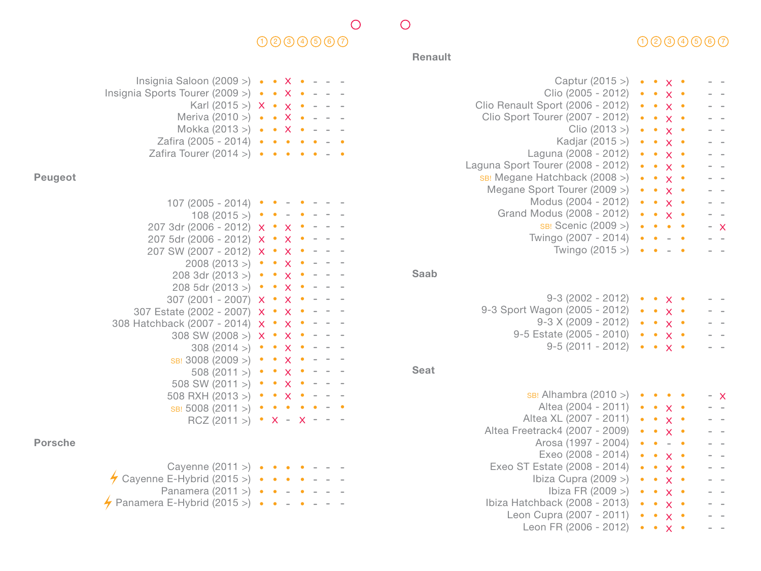| Model | 1 | 2 | 3 | 4 | 5 | 6 | 7 |
|---|---|---|---|---|---|---|---|
| Insignia Saloon (2009 >) | • | • | X | • | - | - | - |
| Insignia Sports Tourer (2009 >) | • | • | X | • | - | - | - |
| Karl (2015 >) | X | • | X | • | - | - | - |
| Meriva (2010 >) | • | • | X | • | - | - | - |
| Mokka (2013 >) | • | • | X | • | - | - | - |
| Zafira (2005 - 2014) | • | • | • | • | • | - | • |
| Zafira Tourer (2014 >) | • | • | • | • | • | - | • |

**Peugeot**

| Model | 1 | 2 | 3 | 4 | 5 | 6 | 7 |
|---|---|---|---|---|---|---|---|
| 107 (2005 - 2014) | • | • | - | • | - | - | - |
| 108 (2015 >) | • | • | - | • | - | - | - |
| 207 3dr (2006 - 2012) | X | • | X | • | - | - | - |
| 207 5dr (2006 - 2012) | X | • | X | • | - | - | - |
| 207 SW (2007 - 2012) | X | • | X | • | - | - | - |
| 2008 (2013 >) | • | • | X | • | - | - | - |
| 208 3dr (2013 >) | • | • | X | • | - | - | - |
| 208 5dr (2013 >) | • | • | X | • | - | - | - |
| 307 (2001 - 2007) | X | • | X | • | - | - | - |
| 307 Estate (2002 - 2007) | X | • | X | • | - | - | - |
| 308 Hatchback (2007 - 2014) | X | • | X | • | - | - | - |
| 308 SW (2008 >) | X | • | X | • | - | - | - |
| 308 (2014 >) | • | • | X | • | - | - | - |
| SB! 3008 (2009 >) | • | • | X | • | - | - | - |
| 508 (2011 >) | • | • | X | • | - | - | - |
| 508 SW (2011 >) | • | • | X | • | - | - | - |
| 508 RXH (2013 >) | • | • | X | • | - | - | - |
| SB! 5008 (2011 >) | • | • | • | • | • | - | • |
| RCZ (2011 >) | • | X | - | X | - | - | - |

**Porsche**

| Model | 1 | 2 | 3 | 4 | 5 | 6 | 7 |
|---|---|---|---|---|---|---|---|
| Cayenne (2011 >) | • | • | • | • | - | - | - |
| ⚡ Cayenne E-Hybrid (2015 >) | • | • | • | • | - | - | - |
| Panamera (2011 >) | • | • | - | • | - | - | - |
| ⚡ Panamera E-Hybrid (2015 >) | • | • | - | • | - | - | - |

**Renault**

| Model | 1 | 2 | 3 | 4 | 5 | 6 | 7 |
|---|---|---|---|---|---|---|---|
| Captur (2015 >) | • | • | X | • | | - | - |
| Clio (2005 - 2012) | • | • | X | • | | - | - |
| Clio Renault Sport (2006 - 2012) | • | • | X | • | | - | - |
| Clio Sport Tourer (2007 - 2012) | • | • | X | • | | - | - |
| Clio (2013 >) | • | • | X | • | | - | - |
| Kadjar (2015 >) | • | • | X | • | | - | - |
| Laguna (2008 - 2012) | • | • | X | • | | - | - |
| Laguna Sport Tourer (2008 - 2012) | • | • | X | • | | - | - |
| SB! Megane Hatchback (2008 >) | • | • | X | • | | - | - |
| Megane Sport Tourer (2009 >) | • | • | X | • | | - | - |
| Modus (2004 - 2012) | • | • | X | • | | - | - |
| Grand Modus (2008 - 2012) | • | • | X | • | | - | - |
| SB! Scenic (2009 >) | • | • | • | • | | - | X |
| Twingo (2007 - 2014) | • | • | - | • | | - | - |
| Twingo (2015 >) | • | • | - | • | | - | - |

**Saab**

| Model | 1 | 2 | 3 | 4 | 5 | 6 | 7 |
|---|---|---|---|---|---|---|---|
| 9-3 (2002 - 2012) | • | • | X | • | | - | - |
| 9-3 Sport Wagon (2005 - 2012) | • | • | X | • | | - | - |
| 9-3 X (2009 - 2012) | • | • | X | • | | - | - |
| 9-5 Estate (2005 - 2010) | • | • | X | • | | - | - |
| 9-5 (2011 - 2012) | • | • | X | • | | - | - |

**Seat**

| Model | 1 | 2 | 3 | 4 | 5 | 6 | 7 |
|---|---|---|---|---|---|---|---|
| SB! Alhambra (2010 >) | • | • | • | • | | - | X |
| Altea (2004 - 2011) | • | • | X | • | | - | - |
| Altea XL (2007 - 2011) | • | • | X | • | | - | - |
| Altea Freetrack4 (2007 - 2009) | • | • | X | • | | - | - |
| Arosa (1997 - 2004) | • | • | - | • | | - | - |
| Exeo (2008 - 2014) | • | • | X | • | | - | - |
| Exeo ST Estate (2008 - 2014) | • | • | X | • | | - | - |
| Ibiza Cupra (2009 >) | • | • | X | • | | - | - |
| Ibiza FR (2009 >) | • | • | X | • | | - | - |
| Ibiza Hatchback (2008 - 2013) | • | • | X | • | | - | - |
| Leon Cupra (2007 - 2011) | • | • | X | • | | - | - |
| Leon FR (2006 - 2012) | • | • | X | • | | - | - |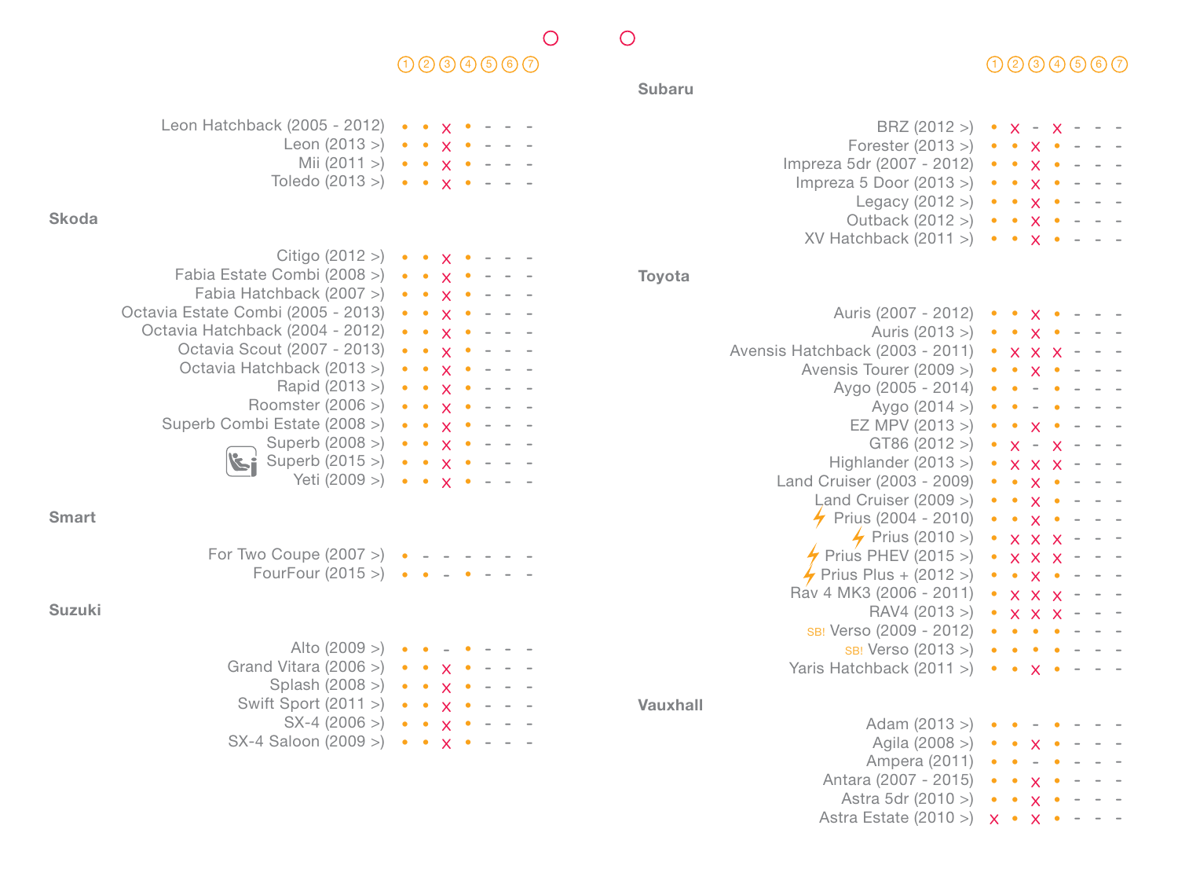| | 1 | 2 | 3 | 4 | 5 | 6 | 7 |
|---|---|---|---|---|---|---|---|
| Leon Hatchback (2005 - 2012) | • | • | x | • | - | - | - |
| Leon (2013 >) | • | • | x | • | - | - | - |
| Mii (2011 >) | • | • | x | • | - | - | - |
| Toledo (2013 >) | • | • | x | • | - | - | - |

## Skoda

| | 1 | 2 | 3 | 4 | 5 | 6 | 7 |
|---|---|---|---|---|---|---|---|
| Citigo (2012 >) | • | • | x | • | - | - | - |
| Fabia Estate Combi (2008 >) | • | • | x | • | - | - | - |
| Fabia Hatchback (2007 >) | • | • | x | • | - | - | - |
| Octavia Estate Combi (2005 - 2013) | • | • | x | • | - | - | - |
| Octavia Hatchback (2004 - 2012) | • | • | x | • | - | - | - |
| Octavia Scout (2007 - 2013) | • | • | x | • | - | - | - |
| Octavia Hatchback (2013 >) | • | • | x | • | - | - | - |
| Rapid (2013 >) | • | • | x | • | - | - | - |
| Roomster (2006 >) | • | • | x | • | - | - | - |
| Superb Combi Estate (2008 >) | • | • | x | • | - | - | - |
| Superb (2008 >) | • | • | x | • | - | - | - |
| Superb (2015 >) | • | • | x | • | - | - | - |
| Yeti (2009 >) | • | • | x | • | - | - | - |

## Smart

| | 1 | 2 | 3 | 4 | 5 | 6 | 7 |
|---|---|---|---|---|---|---|---|
| For Two Coupe (2007 >) | • | - | - | - | - | - | - |
| FourFour (2015 >) | • | • | - | • | - | - | - |

## Suzuki

| | 1 | 2 | 3 | 4 | 5 | 6 | 7 |
|---|---|---|---|---|---|---|---|
| Alto (2009 >) | • | • | - | • | - | - | - |
| Grand Vitara (2006 >) | • | • | x | • | - | - | - |
| Splash (2008 >) | • | • | x | • | - | - | - |
| Swift Sport (2011 >) | • | • | x | • | - | - | - |
| SX-4 (2006 >) | • | • | x | • | - | - | - |
| SX-4 Saloon (2009 >) | • | • | x | • | - | - | - |

## Subaru

| | 1 | 2 | 3 | 4 | 5 | 6 | 7 |
|---|---|---|---|---|---|---|---|
| BRZ (2012 >) | • | x | - | x | - | - | - |
| Forester (2013 >) | • | • | x | • | - | - | - |
| Impreza 5dr (2007 - 2012) | • | • | x | • | - | - | - |
| Impreza 5 Door (2013 >) | • | • | x | • | - | - | - |
| Legacy (2012 >) | • | • | x | • | - | - | - |
| Outback (2012 >) | • | • | x | • | - | - | - |
| XV Hatchback (2011 >) | • | • | x | • | - | - | - |

## Toyota

| | 1 | 2 | 3 | 4 | 5 | 6 | 7 |
|---|---|---|---|---|---|---|---|
| Auris (2007 - 2012) | • | • | x | • | - | - | - |
| Auris (2013 >) | • | • | x | • | - | - | - |
| Avensis Hatchback (2003 - 2011) | • | x | x | x | - | - | - |
| Avensis Tourer (2009 >) | • | • | x | • | - | - | - |
| Aygo (2005 - 2014) | • | • | - | • | - | - | - |
| Aygo (2014 >) | • | • | - | • | - | - | - |
| EZ MPV (2013 >) | • | • | x | • | - | - | - |
| GT86 (2012 >) | • | x | - | x | - | - | - |
| Highlander (2013 >) | • | x | x | x | - | - | - |
| Land Cruiser (2003 - 2009) | • | • | x | • | - | - | - |
| Land Cruiser (2009 >) | • | • | x | • | - | - | - |
| Prius (2004 - 2010) | • | • | x | • | - | - | - |
| Prius (2010 >) | • | x | x | x | - | - | - |
| Prius PHEV (2015 >) | • | x | x | x | - | - | - |
| Prius Plus + (2012 >) | • | • | x | • | - | - | - |
| Rav 4 MK3 (2006 - 2011) | • | x | x | x | - | - | - |
| RAV4 (2013 >) | • | x | x | x | - | - | - |
| SB! Verso (2009 - 2012) | • | • | • | • | - | - | - |
| SB! Verso (2013 >) | • | • | • | • | - | - | - |
| Yaris Hatchback (2011 >) | • | • | x | • | - | - | - |

## Vauxhall

| | 1 | 2 | 3 | 4 | 5 | 6 | 7 |
|---|---|---|---|---|---|---|---|
| Adam (2013 >) | • | • | - | • | - | - | - |
| Agila (2008 >) | • | • | x | • | - | - | - |
| Ampera (2011) | • | • | - | • | - | - | - |
| Antara (2007 - 2015) | • | • | x | • | - | - | - |
| Astra 5dr (2010 >) | • | • | x | • | - | - | - |
| Astra Estate (2010 >) | x | • | x | • | - | - | - |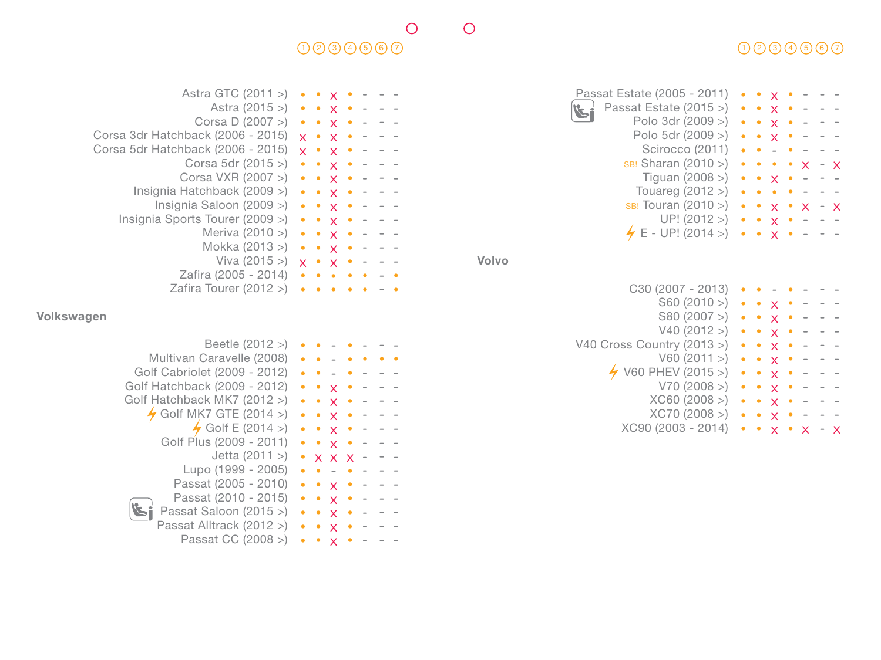| | ① | ② | ③ | ④ | ⑤ | ⑥ | ⑦ |
|---|---|---|---|---|---|---|---|
| Astra GTC (2011 >) | • | • | x | • | - | - | - |
| Astra (2015 >) | • | • | x | • | - | - | - |
| Corsa D (2007 >) | • | • | x | • | - | - | - |
| Corsa 3dr Hatchback (2006 - 2015) | x | • | x | • | - | - | - |
| Corsa 5dr Hatchback (2006 - 2015) | x | • | x | • | - | - | - |
| Corsa 5dr (2015 >) | • | • | x | • | - | - | - |
| Corsa VXR (2007 >) | • | • | x | • | - | - | - |
| Insignia Hatchback (2009 >) | • | • | x | • | - | - | - |
| Insignia Saloon (2009 >) | • | • | x | • | - | - | - |
| Insignia Sports Tourer (2009 >) | • | • | x | • | - | - | - |
| Meriva (2010 >) | • | • | x | • | - | - | - |
| Mokka (2013 >) | • | • | x | • | - | - | - |
| Viva (2015 >) | x | • | x | • | - | - | - |
| Zafira (2005 - 2014) | • | • | • | • | • | - | • |
| Zafira Tourer (2012 >) | • | • | • | • | • | - | • |

## Volkswagen

| | ① | ② | ③ | ④ | ⑤ | ⑥ | ⑦ |
|---|---|---|---|---|---|---|---|
| Beetle (2012 >) | • | • | - | • | - | - | - |
| Multivan Caravelle (2008) | • | • | - | • | • | • | • |
| Golf Cabriolet (2009 - 2012) | • | • | - | • | - | - | - |
| Golf Hatchback (2009 - 2012) | • | • | x | • | - | - | - |
| Golf Hatchback MK7 (2012 >) | • | • | x | • | - | - | - |
| Golf MK7 GTE (2014 >) | • | • | x | • | - | - | - |
| Golf E (2014 >) | • | • | x | • | - | - | - |
| Golf Plus (2009 - 2011) | • | • | x | • | - | - | - |
| Jetta (2011 >) | • | x | x | x | - | - | - |
| Lupo (1999 - 2005) | • | • | - | • | - | - | - |
| Passat (2005 - 2010) | • | • | x | • | - | - | - |
| Passat (2010 - 2015) | • | • | x | • | - | - | - |
| Passat Saloon (2015 >) | • | • | x | • | - | - | - |
| Passat Alltrack (2012 >) | • | • | x | • | - | - | - |
| Passat CC (2008 >) | • | • | x | • | - | - | - |
| Passat Estate (2005 - 2011) | • | • | x | • | - | - | - |
| Passat Estate (2015 >) | • | • | x | • | - | - | - |
| Polo 3dr (2009 >) | • | • | x | • | - | - | - |
| Polo 5dr (2009 >) | • | • | x | • | - | - | - |
| Scirocco (2011) | • | • | - | • | - | - | - |
| SB! Sharan (2010 >) | • | • | • | • | x | - | x |
| Tiguan (2008 >) | • | • | x | • | - | - | - |
| Touareg (2012 >) | • | • | • | • | - | - | - |
| SB! Touran (2010 >) | • | • | x | • | x | - | x |
| UP! (2012 >) | • | • | x | • | - | - | - |
| E - UP! (2014 >) | • | • | x | • | - | - | - |

## Volvo

| | ① | ② | ③ | ④ | ⑤ | ⑥ | ⑦ |
|---|---|---|---|---|---|---|---|
| C30 (2007 - 2013) | • | • | - | • | - | - | - |
| S60 (2010 >) | • | • | x | • | - | - | - |
| S80 (2007 >) | • | • | x | • | - | - | - |
| V40 (2012 >) | • | • | x | • | - | - | - |
| V40 Cross Country (2013 >) | • | • | x | • | - | - | - |
| V60 (2011 >) | • | • | x | • | - | - | - |
| V60 PHEV (2015 >) | • | • | x | • | - | - | - |
| V70 (2008 >) | • | • | x | • | - | - | - |
| XC60 (2008 >) | • | • | x | • | - | - | - |
| XC70 (2008 >) | • | • | x | • | - | - | - |
| XC90 (2003 - 2014) | • | • | x | • | x | - | x |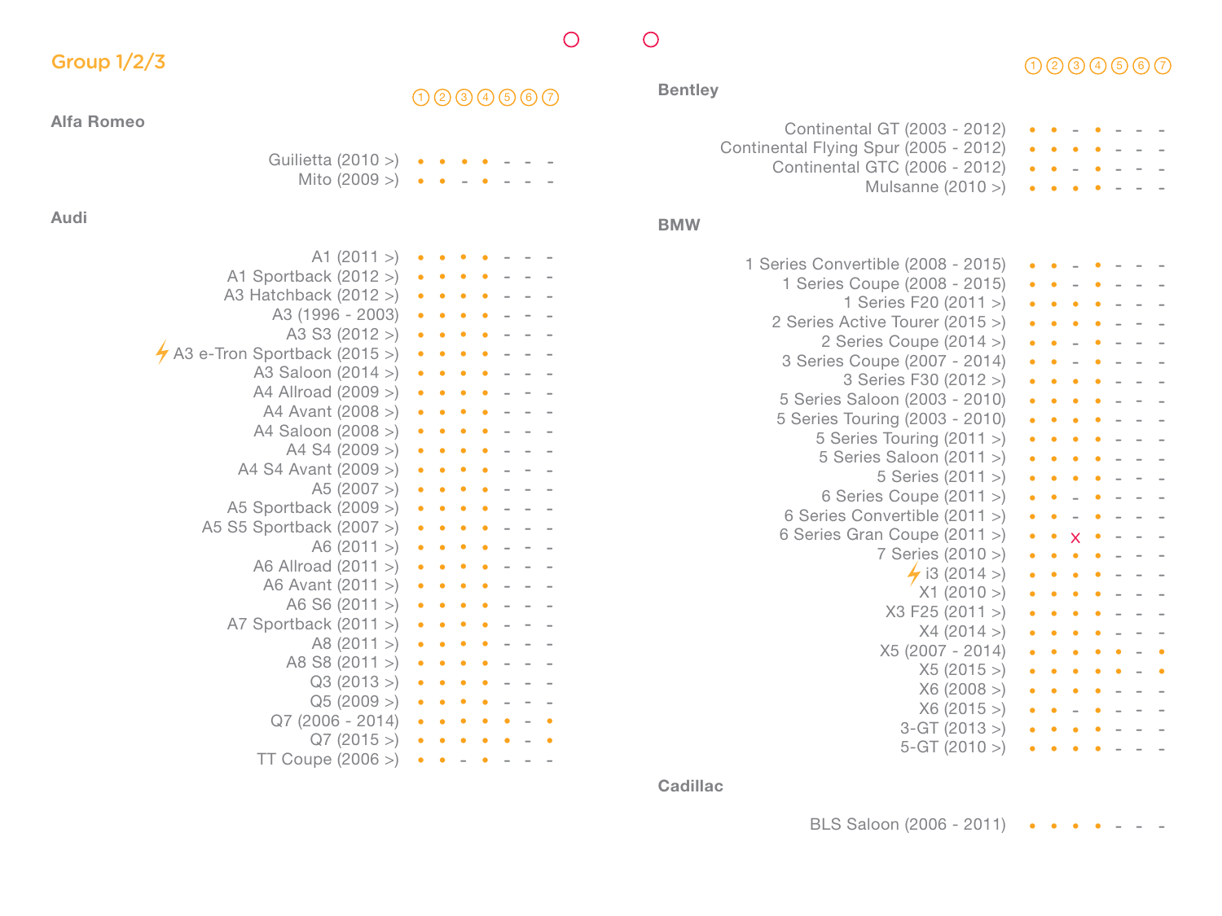## Group 1/2/3

### Alfa Romeo

| Model | 1 | 2 | 3 | 4 | 5 | 6 | 7 |
|---|---|---|---|---|---|---|---|
| Guilietta (2010 >) | • | • | • | • | - | - | - |
| Mito (2009 >) | • | • | - | • | - | - | - |

### Audi

| Model | 1 | 2 | 3 | 4 | 5 | 6 | 7 |
|---|---|---|---|---|---|---|---|
| A1 (2011 >) | • | • | • | • | - | - | - |
| A1 Sportback (2012 >) | • | • | • | • | - | - | - |
| A3 Hatchback (2012 >) | • | • | • | • | - | - | - |
| A3 (1996 - 2003) | • | • | • | • | - | - | - |
| A3 S3 (2012 >) | • | • | • | • | - | - | - |
| ⚡ A3 e-Tron Sportback (2015 >) | • | • | • | • | - | - | - |
| A3 Saloon (2014 >) | • | • | • | • | - | - | - |
| A4 Allroad (2009 >) | • | • | • | • | - | - | - |
| A4 Avant (2008 >) | • | • | • | • | - | - | - |
| A4 Saloon (2008 >) | • | • | • | • | - | - | - |
| A4 S4 (2009 >) | • | • | • | • | - | - | - |
| A4 S4 Avant (2009 >) | • | • | • | • | - | - | - |
| A5 (2007 >) | • | • | • | • | - | - | - |
| A5 Sportback (2009 >) | • | • | • | • | - | - | - |
| A5 S5 Sportback (2007 >) | • | • | • | • | - | - | - |
| A6 (2011 >) | • | • | • | • | - | - | - |
| A6 Allroad (2011 >) | • | • | • | • | - | - | - |
| A6 Avant (2011 >) | • | • | • | • | - | - | - |
| A6 S6 (2011 >) | • | • | • | • | - | - | - |
| A7 Sportback (2011 >) | • | • | • | • | - | - | - |
| A8 (2011 >) | • | • | • | • | - | - | - |
| A8 S8 (2011 >) | • | • | • | • | - | - | - |
| Q3 (2013 >) | • | • | • | • | - | - | - |
| Q5 (2009 >) | • | • | • | • | - | - | - |
| Q7 (2006 - 2014) | • | • | • | • | • | - | • |
| Q7 (2015 >) | • | • | • | • | • | - | • |
| TT Coupe (2006 >) | • | • | - | • | - | - | - |

### Bentley

| Model | 1 | 2 | 3 | 4 | 5 | 6 | 7 |
|---|---|---|---|---|---|---|---|
| Continental GT (2003 - 2012) | • | • | - | • | - | - | - |
| Continental Flying Spur (2005 - 2012) | • | • | • | • | - | - | - |
| Continental GTC (2006 - 2012) | • | • | - | • | - | - | - |
| Mulsanne (2010 >) | • | • | • | • | - | - | - |

### BMW

| Model | 1 | 2 | 3 | 4 | 5 | 6 | 7 |
|---|---|---|---|---|---|---|---|
| 1 Series Convertible (2008 - 2015) | • | • | - | • | - | - | - |
| 1 Series Coupe (2008 - 2015) | • | • | - | • | - | - | - |
| 1 Series F20 (2011 >) | • | • | • | • | - | - | - |
| 2 Series Active Tourer (2015 >) | • | • | • | • | - | - | - |
| 2 Series Coupe (2014 >) | • | • | - | • | - | - | - |
| 3 Series Coupe (2007 - 2014) | • | • | - | • | - | - | - |
| 3 Series F30 (2012 >) | • | • | • | • | - | - | - |
| 5 Series Saloon (2003 - 2010) | • | • | • | • | - | - | - |
| 5 Series Touring (2003 - 2010) | • | • | • | • | - | - | - |
| 5 Series Touring (2011 >) | • | • | • | • | - | - | - |
| 5 Series Saloon (2011 >) | • | • | • | • | - | - | - |
| 5 Series (2011 >) | • | • | • | • | - | - | - |
| 6 Series Coupe (2011 >) | • | • | - | • | - | - | - |
| 6 Series Convertible (2011 >) | • | • | - | • | - | - | - |
| 6 Series Gran Coupe (2011 >) | • | • | x | • | - | - | - |
| 7 Series (2010 >) | • | • | • | • | - | - | - |
| ⚡ i3 (2014 >) | • | • | • | • | - | - | - |
| X1 (2010 >) | • | • | • | • | - | - | - |
| X3 F25 (2011 >) | • | • | • | • | - | - | - |
| X4 (2014 >) | • | • | • | • | - | - | - |
| X5 (2007 - 2014) | • | • | • | • | • | - | • |
| X5 (2015 >) | • | • | • | • | • | - | • |
| X6 (2008 >) | • | • | • | • | - | - | - |
| X6 (2015 >) | • | • | - | • | - | - | - |
| 3-GT (2013 >) | • | • | • | • | - | - | - |
| 5-GT (2010 >) | • | • | • | • | - | - | - |

### Cadillac

| Model | 1 | 2 | 3 | 4 | 5 | 6 | 7 |
|---|---|---|---|---|---|---|---|
| BLS Saloon (2006 - 2011) | • | • | • | • | - | - | - |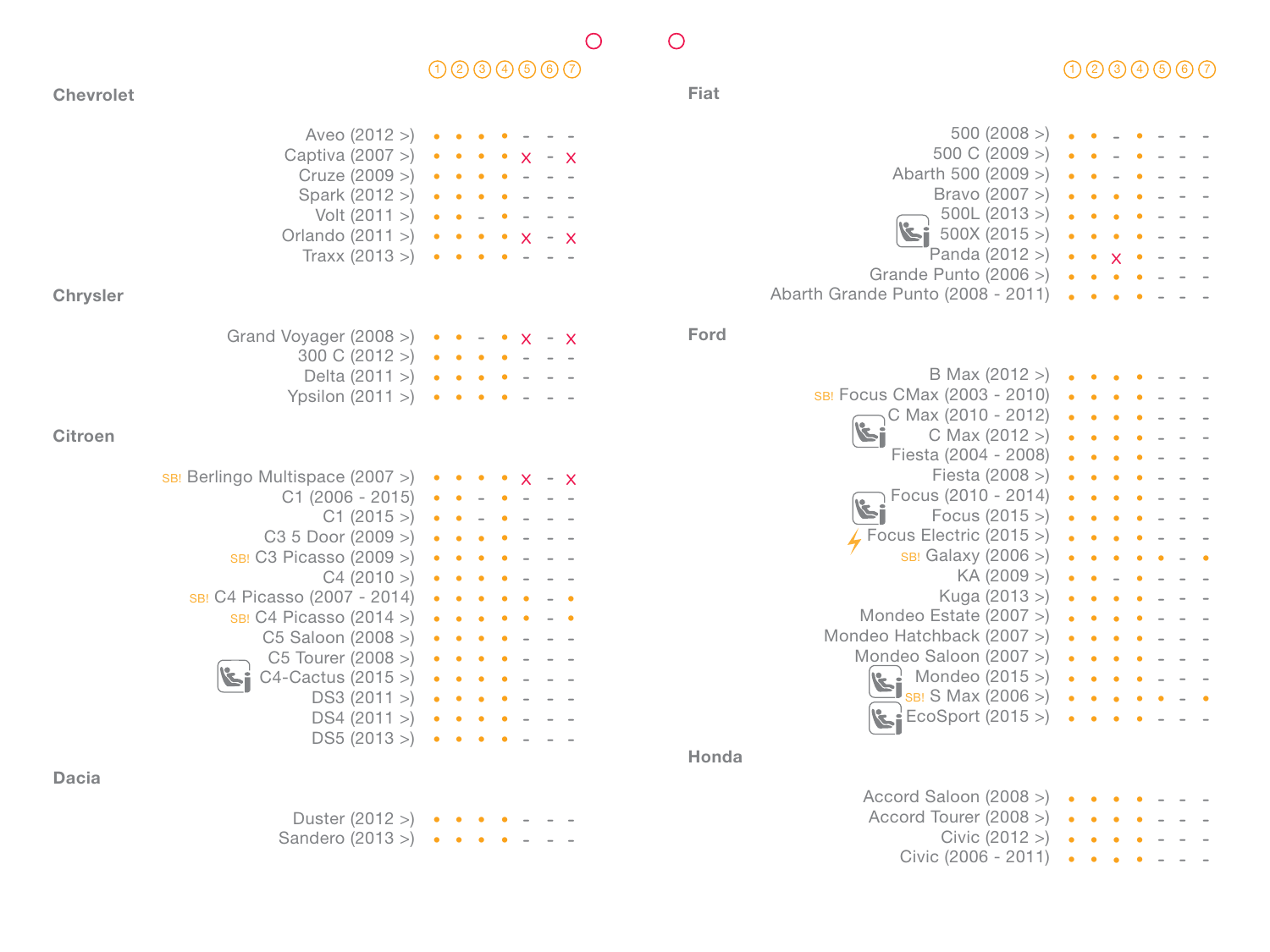## Chevrolet

| | ① | ② | ③ | ④ | ⑤ | ⑥ | ⑦ |
|---|---|---|---|---|---|---|---|
| Aveo (2012 >) | • | • | • | • | - | - | - |
| Captiva (2007 >) | • | • | • | • | x | - | x |
| Cruze (2009 >) | • | • | • | • | - | - | - |
| Spark (2012 >) | • | • | • | • | - | - | - |
| Volt (2011 >) | • | • | - | • | - | - | - |
| Orlando (2011 >) | • | • | • | • | x | - | x |
| Traxx (2013 >) | • | • | • | • | - | - | - |

## Chrysler

| | ① | ② | ③ | ④ | ⑤ | ⑥ | ⑦ |
|---|---|---|---|---|---|---|---|
| Grand Voyager (2008 >) | • | • | - | • | x | - | x |
| 300 C (2012 >) | • | • | • | • | - | - | - |
| Delta (2011 >) | • | • | • | • | - | - | - |
| Ypsilon (2011 >) | • | • | • | • | - | - | - |

## Citroen

| | ① | ② | ③ | ④ | ⑤ | ⑥ | ⑦ |
|---|---|---|---|---|---|---|---|
| SB! Berlingo Multispace (2007 >) | • | • | • | • | x | - | x |
| C1 (2006 - 2015) | • | • | - | • | - | - | - |
| C1 (2015 >) | • | • | - | • | - | - | - |
| C3 5 Door (2009 >) | • | • | • | • | - | - | - |
| SB! C3 Picasso (2009 >) | • | • | • | • | - | - | - |
| C4 (2010 >) | • | • | • | • | - | - | - |
| SB! C4 Picasso (2007 - 2014) | • | • | • | • | • | - | • |
| SB! C4 Picasso (2014 >) | • | • | • | • | • | - | • |
| C5 Saloon (2008 >) | • | • | • | • | - | - | - |
| C5 Tourer (2008 >) | • | • | • | • | - | - | - |
| C4-Cactus (2015 >) | • | • | • | • | - | - | - |
| DS3 (2011 >) | • | • | • | • | - | - | - |
| DS4 (2011 >) | • | • | • | • | - | - | - |
| DS5 (2013 >) | • | • | • | • | - | - | - |

## Dacia

| | ① | ② | ③ | ④ | ⑤ | ⑥ | ⑦ |
|---|---|---|---|---|---|---|---|
| Duster (2012 >) | • | • | • | • | - | - | - |
| Sandero (2013 >) | • | • | • | • | - | - | - |

## Fiat

| | ① | ② | ③ | ④ | ⑤ | ⑥ | ⑦ |
|---|---|---|---|---|---|---|---|
| 500 (2008 >) | • | • | - | • | - | - | - |
| 500 C (2009 >) | • | • | - | • | - | - | - |
| Abarth 500 (2009 >) | • | • | - | • | - | - | - |
| Bravo (2007 >) | • | • | • | • | - | - | - |
| 500L (2013 >) | • | • | • | • | - | - | - |
| 500X (2015 >) | • | • | • | • | - | - | - |
| Panda (2012 >) | • | • | x | • | - | - | - |
| Grande Punto (2006 >) | • | • | • | • | - | - | - |
| Abarth Grande Punto (2008 - 2011) | • | • | • | • | - | - | - |

## Ford

| | ① | ② | ③ | ④ | ⑤ | ⑥ | ⑦ |
|---|---|---|---|---|---|---|---|
| B Max (2012 >) | • | • | • | • | - | - | - |
| SB! Focus CMax (2003 - 2010) | • | • | • | • | - | - | - |
| C Max (2010 - 2012) | • | • | • | • | - | - | - |
| C Max (2012 >) | • | • | • | • | - | - | - |
| Fiesta (2004 - 2008) | • | • | • | • | - | - | - |
| Fiesta (2008 >) | • | • | • | • | - | - | - |
| Focus (2010 - 2014) | • | • | • | • | - | - | - |
| Focus (2015 >) | • | • | • | • | - | - | - |
| Focus Electric (2015 >) | • | • | • | • | - | - | - |
| SB! Galaxy (2006 >) | • | • | • | • | • | - | • |
| KA (2009 >) | • | • | - | • | - | - | - |
| Kuga (2013 >) | • | • | • | • | - | - | - |
| Mondeo Estate (2007 >) | • | • | • | • | - | - | - |
| Mondeo Hatchback (2007 >) | • | • | • | • | - | - | - |
| Mondeo Saloon (2007 >) | • | • | • | • | - | - | - |
| Mondeo (2015 >) | • | • | • | • | - | - | - |
| SB! S Max (2006 >) | • | • | • | • | • | - | • |
| EcoSport (2015 >) | • | • | • | • | - | - | - |

## Honda

| | ① | ② | ③ | ④ | ⑤ | ⑥ | ⑦ |
|---|---|---|---|---|---|---|---|
| Accord Saloon (2008 >) | • | • | • | • | - | - | - |
| Accord Tourer (2008 >) | • | • | • | • | - | - | - |
| Civic (2012 >) | • | • | • | • | - | - | - |
| Civic (2006 - 2011) | • | • | • | • | - | - | - |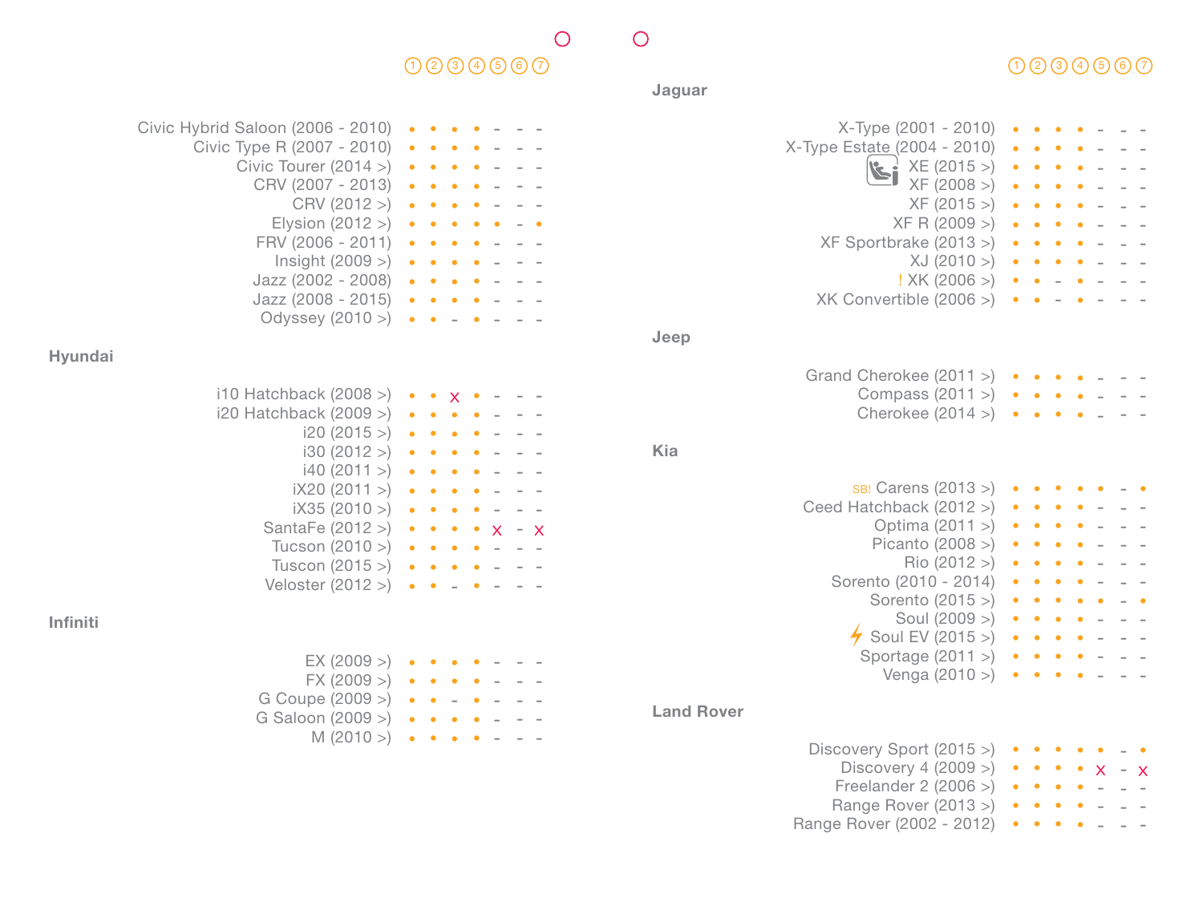| | ① | ② | ③ | ④ | ⑤ | ⑥ | ⑦ |
|---|---|---|---|---|---|---|---|
| Civic Hybrid Saloon (2006 - 2010) | • | • | • | • | - | - | - |
| Civic Type R (2007 - 2010) | • | • | • | • | - | - | - |
| Civic Tourer (2014 >) | • | • | • | • | - | - | - |
| CRV (2007 - 2013) | • | • | • | • | - | - | - |
| CRV (2012 >) | • | • | • | • | - | - | - |
| Elysion (2012 >) | • | • | • | • | • | - | • |
| FRV (2006 - 2011) | • | • | • | • | - | - | - |
| Insight (2009 >) | • | • | • | • | - | - | - |
| Jazz (2002 - 2008) | • | • | • | • | - | - | - |
| Jazz (2008 - 2015) | • | • | • | • | - | - | - |
| Odyssey (2010 >) | • | • | - | • | - | - | - |

**Hyundai**

| | ① | ② | ③ | ④ | ⑤ | ⑥ | ⑦ |
|---|---|---|---|---|---|---|---|
| i10 Hatchback (2008 >) | • | • | x | • | - | - | - |
| i20 Hatchback (2009 >) | • | • | • | • | - | - | - |
| i20 (2015 >) | • | • | • | • | - | - | - |
| i30 (2012 >) | • | • | • | • | - | - | - |
| i40 (2011 >) | • | • | • | • | - | - | - |
| iX20 (2011 >) | • | • | • | • | - | - | - |
| iX35 (2010 >) | • | • | • | • | - | - | - |
| SantaFe (2012 >) | • | • | • | • | x | - | x |
| Tucson (2010 >) | • | • | • | • | - | - | - |
| Tuscon (2015 >) | • | • | • | • | - | - | - |
| Veloster (2012 >) | • | • | - | • | - | - | - |

**Infiniti**

| | ① | ② | ③ | ④ | ⑤ | ⑥ | ⑦ |
|---|---|---|---|---|---|---|---|
| EX (2009 >) | • | • | • | • | - | - | - |
| FX (2009 >) | • | • | • | • | - | - | - |
| G Coupe (2009 >) | • | • | - | • | - | - | - |
| G Saloon (2009 >) | • | • | • | • | - | - | - |
| M (2010 >) | • | • | • | • | - | - | - |

**Jaguar**

| | ① | ② | ③ | ④ | ⑤ | ⑥ | ⑦ |
|---|---|---|---|---|---|---|---|
| X-Type (2001 - 2010) | • | • | • | • | - | - | - |
| X-Type Estate (2004 - 2010) | • | • | • | • | - | - | - |
| XE (2015 >) | • | • | • | • | - | - | - |
| XF (2008 >) | • | • | • | • | - | - | - |
| XF (2015 >) | • | • | • | • | - | - | - |
| XF R (2009 >) | • | • | • | • | - | - | - |
| XF Sportbrake (2013 >) | • | • | • | • | - | - | - |
| XJ (2010 >) | • | • | • | • | - | - | - |
| ! XK (2006 >) | • | • | - | • | - | - | - |
| XK Convertible (2006 >) | • | • | - | • | - | - | - |

**Jeep**

| | ① | ② | ③ | ④ | ⑤ | ⑥ | ⑦ |
|---|---|---|---|---|---|---|---|
| Grand Cherokee (2011 >) | • | • | • | • | - | - | - |
| Compass (2011 >) | • | • | • | • | - | - | - |
| Cherokee (2014 >) | • | • | • | • | - | - | - |

**Kia**

| | ① | ② | ③ | ④ | ⑤ | ⑥ | ⑦ |
|---|---|---|---|---|---|---|---|
| SB! Carens (2013 >) | • | • | • | • | • | - | • |
| Ceed Hatchback (2012 >) | • | • | • | • | - | - | - |
| Optima (2011 >) | • | • | • | • | - | - | - |
| Picanto (2008 >) | • | • | • | • | - | - | - |
| Rio (2012 >) | • | • | • | • | - | - | - |
| Sorento (2010 - 2014) | • | • | • | • | - | - | - |
| Sorento (2015 >) | • | • | • | • | • | - | • |
| Soul (2009 >) | • | • | • | • | - | - | - |
| Soul EV (2015 >) | • | • | • | • | - | - | - |
| Sportage (2011 >) | • | • | • | • | - | - | - |
| Venga (2010 >) | • | • | • | • | - | - | - |

**Land Rover**

| | ① | ② | ③ | ④ | ⑤ | ⑥ | ⑦ |
|---|---|---|---|---|---|---|---|
| Discovery Sport (2015 >) | • | • | • | • | • | - | • |
| Discovery 4 (2009 >) | • | • | • | • | x | - | x |
| Freelander 2 (2006 >) | • | • | • | • | - | - | - |
| Range Rover (2013 >) | • | • | • | • | - | - | - |
| Range Rover (2002 - 2012) | • | • | • | • | - | - | - |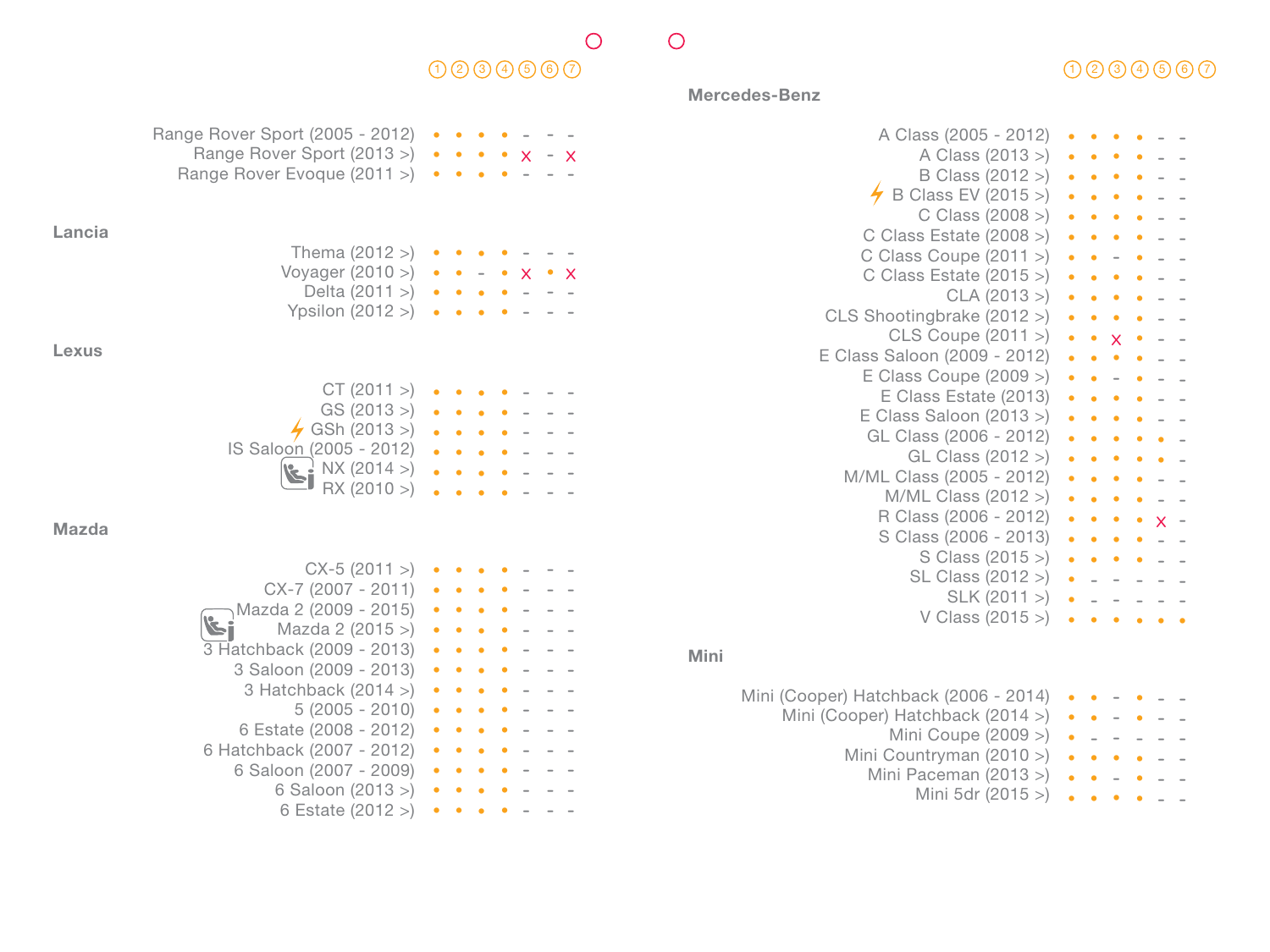| Model | 1 | 2 | 3 | 4 | 5 | 6 | 7 |
|---|---|---|---|---|---|---|---|
| Range Rover Sport (2005 - 2012) | • | • | • | • | – | – | – |
| Range Rover Sport (2013 >) | • | • | • | • | × | – | × |
| Range Rover Evoque (2011 >) | • | • | • | • | – | – | – |

## Lancia

| Model | 1 | 2 | 3 | 4 | 5 | 6 | 7 |
|---|---|---|---|---|---|---|---|
| Thema (2012 >) | • | • | • | • | – | – | – |
| Voyager (2010 >) | • | • | – | • | × | • | × |
| Delta (2011 >) | • | • | • | • | – | – | – |
| Ypsilon (2012 >) | • | • | • | • | – | – | – |

## Lexus

| Model | 1 | 2 | 3 | 4 | 5 | 6 | 7 |
|---|---|---|---|---|---|---|---|
| CT (2011 >) | • | • | • | • | – | – | – |
| GS (2013 >) | • | • | • | • | – | – | – |
| ⚡ GSh (2013 >) | • | • | • | • | – | – | – |
| IS Saloon (2005 - 2012) | • | • | • | • | – | – | – |
| NX (2014 >) | • | • | • | • | – | – | – |
| RX (2010 >) | • | • | • | • | – | – | – |

## Mazda

| Model | 1 | 2 | 3 | 4 | 5 | 6 | 7 |
|---|---|---|---|---|---|---|---|
| CX-5 (2011 >) | • | • | • | • | – | – | – |
| CX-7 (2007 - 2011) | • | • | • | • | – | – | – |
| Mazda 2 (2009 - 2015) | • | • | • | • | – | – | – |
| Mazda 2 (2015 >) | • | • | • | • | – | – | – |
| 3 Hatchback (2009 - 2013) | • | • | • | • | – | – | – |
| 3 Saloon (2009 - 2013) | • | • | • | • | – | – | – |
| 3 Hatchback (2014 >) | • | • | • | • | – | – | – |
| 5 (2005 - 2010) | • | • | • | • | – | – | – |
| 6 Estate (2008 - 2012) | • | • | • | • | – | – | – |
| 6 Hatchback (2007 - 2012) | • | • | • | • | – | – | – |
| 6 Saloon (2007 - 2009) | • | • | • | • | – | – | – |
| 6 Saloon (2013 >) | • | • | • | • | – | – | – |
| 6 Estate (2012 >) | • | • | • | • | – | – | – |

## Mercedes-Benz

| Model | 1 | 2 | 3 | 4 | 5 | 6 | 7 |
|---|---|---|---|---|---|---|---|
| A Class (2005 - 2012) | • | • | • | • | – | – | |
| A Class (2013 >) | • | • | • | • | – | – | |
| B Class (2012 >) | • | • | • | • | – | – | |
| ⚡ B Class EV (2015 >) | • | • | • | • | – | – | |
| C Class (2008 >) | • | • | • | • | – | – | |
| C Class Estate (2008 >) | • | • | • | • | – | – | |
| C Class Coupe (2011 >) | • | • | – | • | – | – | |
| C Class Estate (2015 >) | • | • | • | • | – | – | |
| CLA (2013 >) | • | • | • | • | – | – | |
| CLS Shootingbrake (2012 >) | • | • | • | • | – | – | |
| CLS Coupe (2011 >) | • | • | × | • | – | – | |
| E Class Saloon (2009 - 2012) | • | • | • | • | – | – | |
| E Class Coupe (2009 >) | • | • | – | • | – | – | |
| E Class Estate (2013) | • | • | • | • | – | – | |
| E Class Saloon (2013 >) | • | • | • | • | – | – | |
| GL Class (2006 - 2012) | • | • | • | • | • | – | |
| GL Class (2012 >) | • | • | • | • | • | – | |
| M/ML Class (2005 - 2012) | • | • | • | • | – | – | |
| M/ML Class (2012 >) | • | • | • | • | – | – | |
| R Class (2006 - 2012) | • | • | • | • | × | – | |
| S Class (2006 - 2013) | • | • | • | • | – | – | |
| S Class (2015 >) | • | • | • | • | – | – | |
| SL Class (2012 >) | • | – | – | – | – | – | |
| SLK (2011 >) | • | – | – | – | – | – | |
| V Class (2015 >) | • | • | • | • | • | • | |

## Mini

| Model | 1 | 2 | 3 | 4 | 5 | 6 | 7 |
|---|---|---|---|---|---|---|---|
| Mini (Cooper) Hatchback (2006 - 2014) | • | • | – | • | – | – | |
| Mini (Cooper) Hatchback (2014 >) | • | • | – | • | – | – | |
| Mini Coupe (2009 >) | • | – | – | – | – | – | |
| Mini Countryman (2010 >) | • | • | • | • | – | – | |
| Mini Paceman (2013 >) | • | • | – | • | – | – | |
| Mini 5dr (2015 >) | • | • | • | • | – | – | |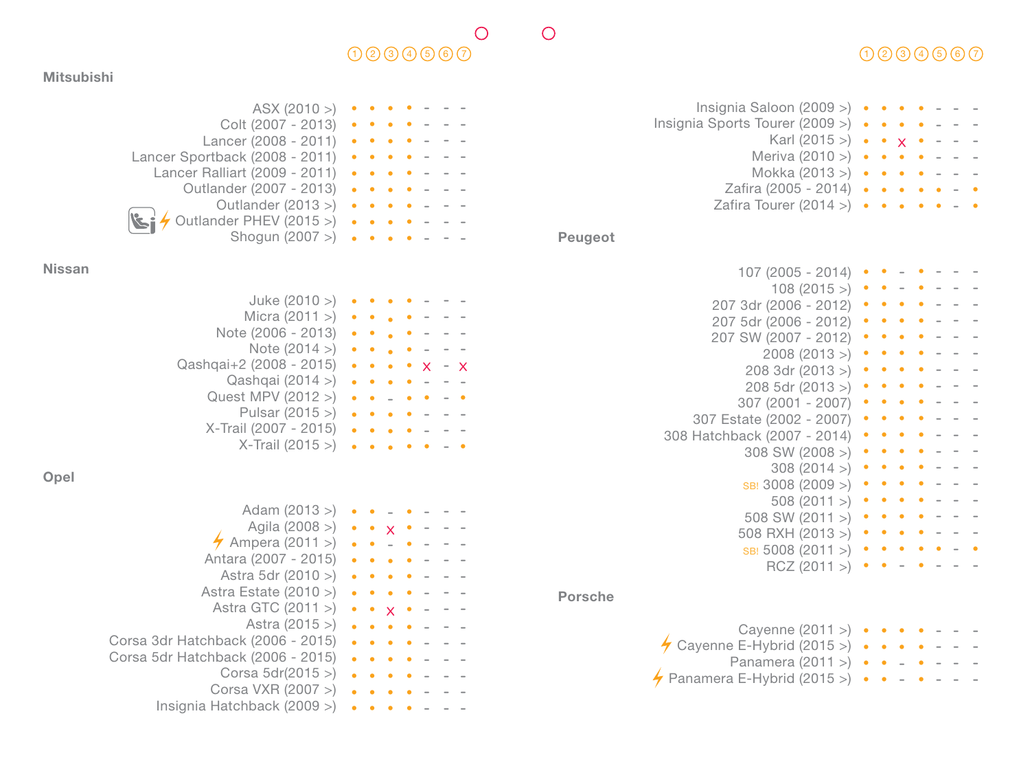## Mitsubishi

| | 1 | 2 | 3 | 4 | 5 | 6 | 7 |
|---|---|---|---|---|---|---|---|
| ASX (2010 >) | • | • | • | • | - | - | - |
| Colt (2007 - 2013) | • | • | • | • | - | - | - |
| Lancer (2008 - 2011) | • | • | • | • | - | - | - |
| Lancer Sportback (2008 - 2011) | • | • | • | • | - | - | - |
| Lancer Ralliart (2009 - 2011) | • | • | • | • | - | - | - |
| Outlander (2007 - 2013) | • | • | • | • | - | - | - |
| Outlander (2013 >) | • | • | • | • | - | - | - |
| Outlander PHEV (2015 >) | • | • | • | • | - | - | - |
| Shogun (2007 >) | • | • | • | • | - | - | - |

## Nissan

| | 1 | 2 | 3 | 4 | 5 | 6 | 7 |
|---|---|---|---|---|---|---|---|
| Juke (2010 >) | • | • | • | • | - | - | - |
| Micra (2011 >) | • | • | • | • | - | - | - |
| Note (2006 - 2013) | • | • | • | • | - | - | - |
| Note (2014 >) | • | • | • | • | - | - | - |
| Qashqai+2 (2008 - 2015) | • | • | • | • | x | - | x |
| Qashqai (2014 >) | • | • | • | • | - | - | - |
| Quest MPV (2012 >) | • | • | - | • | • | - | • |
| Pulsar (2015 >) | • | • | • | • | - | - | - |
| X-Trail (2007 - 2015) | • | • | • | • | - | - | - |
| X-Trail (2015 >) | • | • | • | • | • | - | • |

## Opel

| | 1 | 2 | 3 | 4 | 5 | 6 | 7 |
|---|---|---|---|---|---|---|---|
| Adam (2013 >) | • | • | - | • | - | - | - |
| Agila (2008 >) | • | • | x | • | - | - | - |
| Ampera (2011 >) | • | • | - | • | - | - | - |
| Antara (2007 - 2015) | • | • | • | • | - | - | - |
| Astra 5dr (2010 >) | • | • | • | • | - | - | - |
| Astra Estate (2010 >) | • | • | • | • | - | - | - |
| Astra GTC (2011 >) | • | • | x | • | - | - | - |
| Astra (2015 >) | • | • | • | • | - | - | - |
| Corsa 3dr Hatchback (2006 - 2015) | • | • | • | • | - | - | - |
| Corsa 5dr Hatchback (2006 - 2015) | • | • | • | • | - | - | - |
| Corsa 5dr(2015 >) | • | • | • | • | - | - | - |
| Corsa VXR (2007 >) | • | • | • | • | - | - | - |
| Insignia Hatchback (2009 >) | • | • | • | • | - | - | - |
| Insignia Saloon (2009 >) | • | • | • | • | - | - | - |
| Insignia Sports Tourer (2009 >) | • | • | • | • | - | - | - |
| Karl (2015 >) | • | • | x | • | - | - | - |
| Meriva (2010 >) | • | • | • | • | - | - | - |
| Mokka (2013 >) | • | • | • | • | - | - | - |
| Zafira (2005 - 2014) | • | • | • | • | • | - | • |
| Zafira Tourer (2014 >) | • | • | • | • | • | - | • |

## Peugeot

| | 1 | 2 | 3 | 4 | 5 | 6 | 7 |
|---|---|---|---|---|---|---|---|
| 107 (2005 - 2014) | • | • | - | • | - | - | - |
| 108 (2015 >) | • | • | - | • | - | - | - |
| 207 3dr (2006 - 2012) | • | • | • | • | - | - | - |
| 207 5dr (2006 - 2012) | • | • | • | • | - | - | - |
| 207 SW (2007 - 2012) | • | • | • | • | - | - | - |
| 2008 (2013 >) | • | • | • | • | - | - | - |
| 208 3dr (2013 >) | • | • | • | • | - | - | - |
| 208 5dr (2013 >) | • | • | • | • | - | - | - |
| 307 (2001 - 2007) | • | • | • | • | - | - | - |
| 307 Estate (2002 - 2007) | • | • | • | • | - | - | - |
| 308 Hatchback (2007 - 2014) | • | • | • | • | - | - | - |
| 308 SW (2008 >) | • | • | • | • | - | - | - |
| 308 (2014 >) | • | • | • | • | - | - | - |
| SB! 3008 (2009 >) | • | • | • | • | - | - | - |
| 508 (2011 >) | • | • | • | • | - | - | - |
| 508 SW (2011 >) | • | • | • | • | - | - | - |
| 508 RXH (2013 >) | • | • | • | • | - | - | - |
| SB! 5008 (2011 >) | • | • | • | • | • | - | • |
| RCZ (2011 >) | • | • | - | • | - | - | - |

## Porsche

| | 1 | 2 | 3 | 4 | 5 | 6 | 7 |
|---|---|---|---|---|---|---|---|
| Cayenne (2011 >) | • | • | • | • | - | - | - |
| Cayenne E-Hybrid (2015 >) | • | • | • | • | - | - | - |
| Panamera (2011 >) | • | • | - | • | - | - | - |
| Panamera E-Hybrid (2015 >) | • | • | - | • | - | - | - |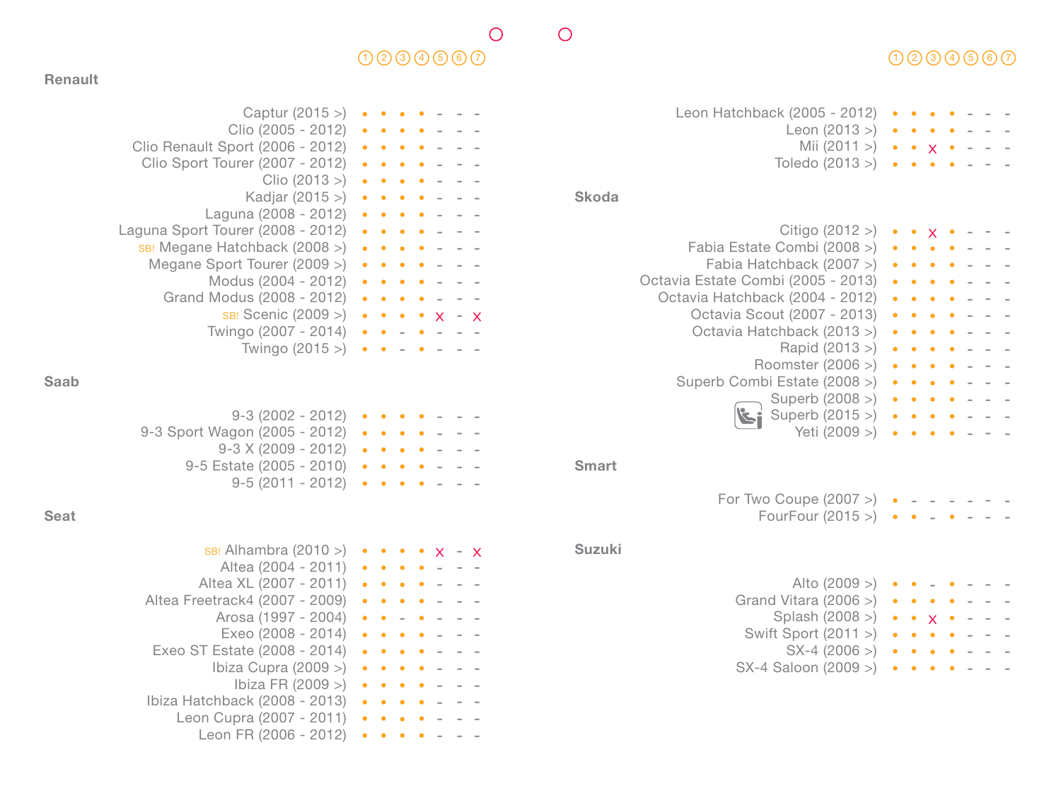## Renault

| Model | 1 | 2 | 3 | 4 | 5 | 6 | 7 |
| --- | --- | --- | --- | --- | --- | --- | --- |
| Captur (2015 >) | • | • | • | • | - | - | - |
| Clio (2005 - 2012) | • | • | • | • | - | - | - |
| Clio Renault Sport (2006 - 2012) | • | • | • | • | - | - | - |
| Clio Sport Tourer (2007 - 2012) | • | • | • | • | - | - | - |
| Clio (2013 >) | • | • | • | • | - | - | - |
| Kadjar (2015 >) | • | • | • | • | - | - | - |
| Laguna (2008 - 2012) | • | • | • | • | - | - | - |
| Laguna Sport Tourer (2008 - 2012) | • | • | • | • | - | - | - |
| SB! Megane Hatchback (2008 >) | • | • | • | • | - | - | - |
| Megane Sport Tourer (2009 >) | • | • | • | • | - | - | - |
| Modus (2004 - 2012) | • | • | • | • | - | - | - |
| Grand Modus (2008 - 2012) | • | • | • | • | - | - | - |
| SB! Scenic (2009 >) | • | • | • | • | x | - | x |
| Twingo (2007 - 2014) | • | • | - | • | - | - | - |
| Twingo (2015 >) | • | • | - | • | - | - | - |

## Saab

| Model | 1 | 2 | 3 | 4 | 5 | 6 | 7 |
| --- | --- | --- | --- | --- | --- | --- | --- |
| 9-3 (2002 - 2012) | • | • | • | • | - | - | - |
| 9-3 Sport Wagon (2005 - 2012) | • | • | • | • | - | - | - |
| 9-3 X (2009 - 2012) | • | • | • | • | - | - | - |
| 9-5 Estate (2005 - 2010) | • | • | • | • | - | - | - |
| 9-5 (2011 - 2012) | • | • | • | • | - | - | - |

## Seat

| Model | 1 | 2 | 3 | 4 | 5 | 6 | 7 |
| --- | --- | --- | --- | --- | --- | --- | --- |
| SB! Alhambra (2010 >) | • | • | • | • | x | - | x |
| Altea (2004 - 2011) | • | • | • | • | - | - | - |
| Altea XL (2007 - 2011) | • | • | • | • | - | - | - |
| Altea Freetrack4 (2007 - 2009) | • | • | • | • | - | - | - |
| Arosa (1997 - 2004) | • | • | - | • | - | - | - |
| Exeo (2008 - 2014) | • | • | • | • | - | - | - |
| Exeo ST Estate (2008 - 2014) | • | • | • | • | - | - | - |
| Ibiza Cupra (2009 >) | • | • | • | • | - | - | - |
| Ibiza FR (2009 >) | • | • | • | • | - | - | - |
| Ibiza Hatchback (2008 - 2013) | • | • | • | • | - | - | - |
| Leon Cupra (2007 - 2011) | • | • | • | • | - | - | - |
| Leon FR (2006 - 2012) | • | • | • | • | - | - | - |
| Leon Hatchback (2005 - 2012) | • | • | • | • | - | - | - |
| Leon (2013 >) | • | • | • | • | - | - | - |
| Mii (2011 >) | • | • | x | • | - | - | - |
| Toledo (2013 >) | • | • | • | • | - | - | - |

## Skoda

| Model | 1 | 2 | 3 | 4 | 5 | 6 | 7 |
| --- | --- | --- | --- | --- | --- | --- | --- |
| Citigo (2012 >) | • | • | x | • | - | - | - |
| Fabia Estate Combi (2008 >) | • | • | • | • | - | - | - |
| Fabia Hatchback (2007 >) | • | • | • | • | - | - | - |
| Octavia Estate Combi (2005 - 2013) | • | • | • | • | - | - | - |
| Octavia Hatchback (2004 - 2012) | • | • | • | • | - | - | - |
| Octavia Scout (2007 - 2013) | • | • | • | • | - | - | - |
| Octavia Hatchback (2013 >) | • | • | • | • | - | - | - |
| Rapid (2013 >) | • | • | • | • | - | - | - |
| Roomster (2006 >) | • | • | • | • | - | - | - |
| Superb Combi Estate (2008 >) | • | • | • | • | - | - | - |
| Superb (2008 >) | • | • | • | • | - | - | - |
| Superb (2015 >) | • | • | • | • | - | - | - |
| Yeti (2009 >) | • | • | • | • | - | - | - |

## Smart

| Model | 1 | 2 | 3 | 4 | 5 | 6 | 7 |
| --- | --- | --- | --- | --- | --- | --- | --- |
| For Two Coupe (2007 >) | • | - | - | - | - | - | - |
| FourFour (2015 >) | • | • | - | • | - | - | - |

## Suzuki

| Model | 1 | 2 | 3 | 4 | 5 | 6 | 7 |
| --- | --- | --- | --- | --- | --- | --- | --- |
| Alto (2009 >) | • | • | - | • | - | - | - |
| Grand Vitara (2006 >) | • | • | • | • | - | - | - |
| Splash (2008 >) | • | • | x | • | - | - | - |
| Swift Sport (2011 >) | • | • | • | • | - | - | - |
| SX-4 (2006 >) | • | • | • | • | - | - | - |
| SX-4 Saloon (2009 >) | • | • | • | • | - | - | - |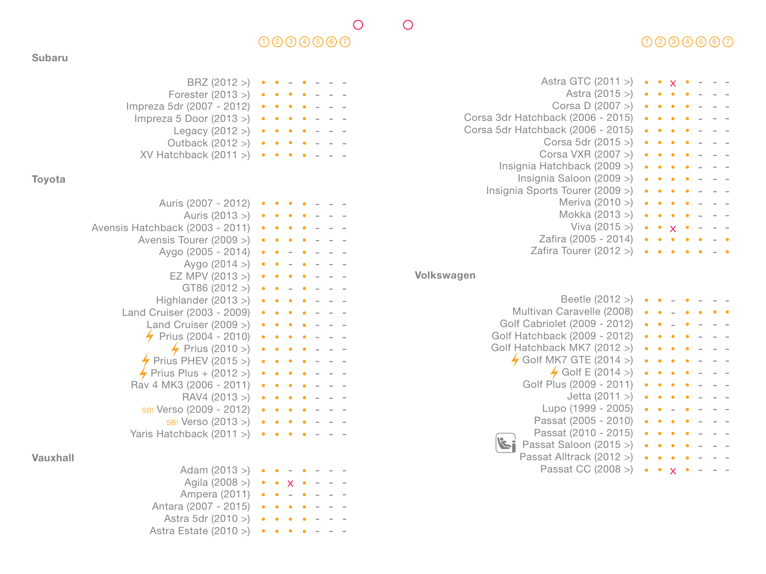## Subaru

| Model | 1 | 2 | 3 | 4 | 5 | 6 | 7 |
|---|---|---|---|---|---|---|---|
| BRZ (2012 >) | • | • | - | • | - | - | - |
| Forester (2013 >) | • | • | • | • | - | - | - |
| Impreza 5dr (2007 - 2012) | • | • | • | • | - | - | - |
| Impreza 5 Door (2013 >) | • | • | • | • | - | - | - |
| Legacy (2012 >) | • | • | • | • | - | - | - |
| Outback (2012 >) | • | • | • | • | - | - | - |
| XV Hatchback (2011 >) | • | • | • | • | - | - | - |

## Toyota

| Model | 1 | 2 | 3 | 4 | 5 | 6 | 7 |
|---|---|---|---|---|---|---|---|
| Auris (2007 - 2012) | • | • | • | • | - | - | - |
| Auris (2013 >) | • | • | • | • | - | - | - |
| Avensis Hatchback (2003 - 2011) | • | • | • | • | - | - | - |
| Avensis Tourer (2009 >) | • | • | • | • | - | - | - |
| Aygo (2005 - 2014) | • | • | - | • | - | - | - |
| Aygo (2014 >) | • | • | - | • | - | - | - |
| EZ MPV (2013 >) | • | • | • | • | - | - | - |
| GT86 (2012 >) | • | • | - | • | - | - | - |
| Highlander (2013 >) | • | • | • | • | - | - | - |
| Land Cruiser (2003 - 2009) | • | • | • | • | - | - | - |
| Land Cruiser (2009 >) | • | • | • | • | - | - | - |
| ⚡ Prius (2004 - 2010) | • | • | • | • | - | - | - |
| ⚡ Prius (2010 >) | • | • | • | • | - | - | - |
| ⚡ Prius PHEV (2015 >) | • | • | • | • | - | - | - |
| ⚡ Prius Plus + (2012 >) | • | • | • | • | - | - | - |
| Rav 4 MK3 (2006 - 2011) | • | • | • | • | - | - | - |
| RAV4 (2013 >) | • | • | • | • | - | - | - |
| SB! Verso (2009 - 2012) | • | • | • | • | - | - | - |
| SB! Verso (2013 >) | • | • | • | • | - | - | - |
| Yaris Hatchback (2011 >) | • | • | • | • | - | - | - |

## Vauxhall

| Model | 1 | 2 | 3 | 4 | 5 | 6 | 7 |
|---|---|---|---|---|---|---|---|
| Adam (2013 >) | • | • | - | • | - | - | - |
| Agila (2008 >) | • | • | x | • | - | - | - |
| Ampera (2011) | • | • | - | • | - | - | - |
| Antara (2007 - 2015) | • | • | • | • | - | - | - |
| Astra 5dr (2010 >) | • | • | • | • | - | - | - |
| Astra Estate (2010 >) | • | • | • | • | - | - | - |
| Astra GTC (2011 >) | • | • | x | • | - | - | - |
| Astra (2015 >) | • | • | • | • | - | - | - |
| Corsa D (2007 >) | • | • | • | • | - | - | - |
| Corsa 3dr Hatchback (2006 - 2015) | • | • | • | • | - | - | - |
| Corsa 5dr Hatchback (2006 - 2015) | • | • | • | • | - | - | - |
| Corsa 5dr (2015 >) | • | • | • | • | - | - | - |
| Corsa VXR (2007 >) | • | • | • | • | - | - | - |
| Insignia Hatchback (2009 >) | • | • | • | • | - | - | - |
| Insignia Saloon (2009 >) | • | • | • | • | - | - | - |
| Insignia Sports Tourer (2009 >) | • | • | • | • | - | - | - |
| Meriva (2010 >) | • | • | • | • | - | - | - |
| Mokka (2013 >) | • | • | • | • | - | - | - |
| Viva (2015 >) | • | • | x | • | - | - | - |
| Zafira (2005 - 2014) | • | • | • | • | • | - | • |
| Zafira Tourer (2012 >) | • | • | • | • | • | - | • |

## Volkswagen

| Model | 1 | 2 | 3 | 4 | 5 | 6 | 7 |
|---|---|---|---|---|---|---|---|
| Beetle (2012 >) | • | • | - | • | - | - | - |
| Multivan Caravelle (2008) | • | • | - | • | • | • | • |
| Golf Cabriolet (2009 - 2012) | • | • | - | • | - | - | - |
| Golf Hatchback (2009 - 2012) | • | • | • | • | - | - | - |
| Golf Hatchback MK7 (2012 >) | • | • | • | • | - | - | - |
| ⚡ Golf MK7 GTE (2014 >) | • | • | • | • | - | - | - |
| ⚡ Golf E (2014 >) | • | • | • | • | - | - | - |
| Golf Plus (2009 - 2011) | • | • | • | • | - | - | - |
| Jetta (2011 >) | • | • | • | • | - | - | - |
| Lupo (1999 - 2005) | • | • | - | • | - | - | - |
| Passat (2005 - 2010) | • | • | • | • | - | - | - |
| Passat (2010 - 2015) | • | • | • | • | - | - | - |
| Passat Saloon (2015 >) | • | • | • | • | - | - | - |
| Passat Alltrack (2012 >) | • | • | • | • | - | - | - |
| Passat CC (2008 >) | • | • | x | • | - | - | - |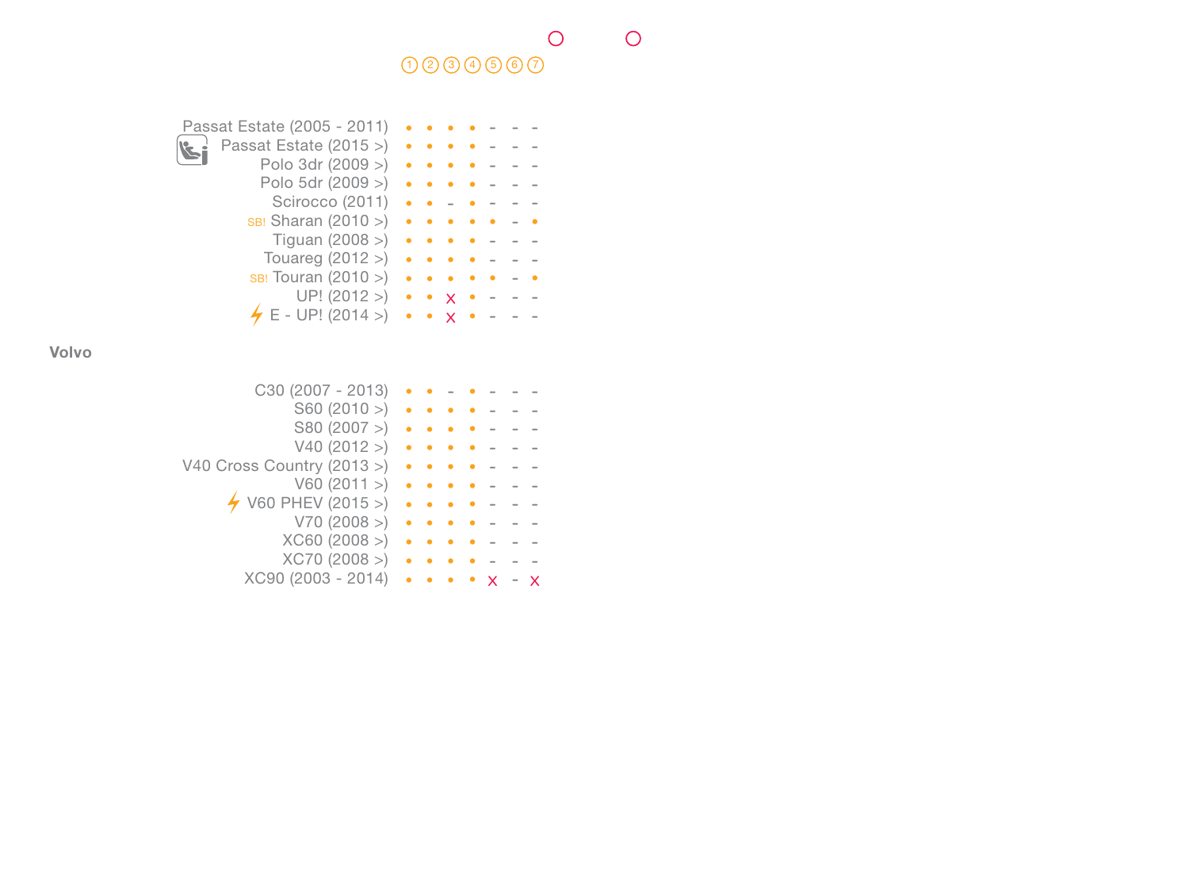| | ① | ② | ③ | ④ | ⑤ | ⑥ | ⑦ |
|---|---|---|---|---|---|---|---|
| Passat Estate (2005 - 2011) | • | • | • | • | - | - | - |
| Passat Estate (2015 >) | • | • | • | • | - | - | - |
| Polo 3dr (2009 >) | • | • | • | • | - | - | - |
| Polo 5dr (2009 >) | • | • | • | • | - | - | - |
| Scirocco (2011) | • | • | - | • | - | - | - |
| SB! Sharan (2010 >) | • | • | • | • | • | - | • |
| Tiguan (2008 >) | • | • | • | • | - | - | - |
| Touareg (2012 >) | • | • | • | • | - | - | - |
| SB! Touran (2010 >) | • | • | • | • | • | - | • |
| UP! (2012 >) | • | • | x | • | - | - | - |
| E - UP! (2014 >) | • | • | x | • | - | - | - |

**Volvo**

| | ① | ② | ③ | ④ | ⑤ | ⑥ | ⑦ |
|---|---|---|---|---|---|---|---|
| C30 (2007 - 2013) | • | • | - | • | - | - | - |
| S60 (2010 >) | • | • | • | • | - | - | - |
| S80 (2007 >) | • | • | • | • | - | - | - |
| V40 (2012 >) | • | • | • | • | - | - | - |
| V40 Cross Country (2013 >) | • | • | • | • | - | - | - |
| V60 (2011 >) | • | • | • | • | - | - | - |
| V60 PHEV (2015 >) | • | • | • | • | - | - | - |
| V70 (2008 >) | • | • | • | • | - | - | - |
| XC60 (2008 >) | • | • | • | • | - | - | - |
| XC70 (2008 >) | • | • | • | • | - | - | - |
| XC90 (2003 - 2014) | • | • | • | • | x | - | x |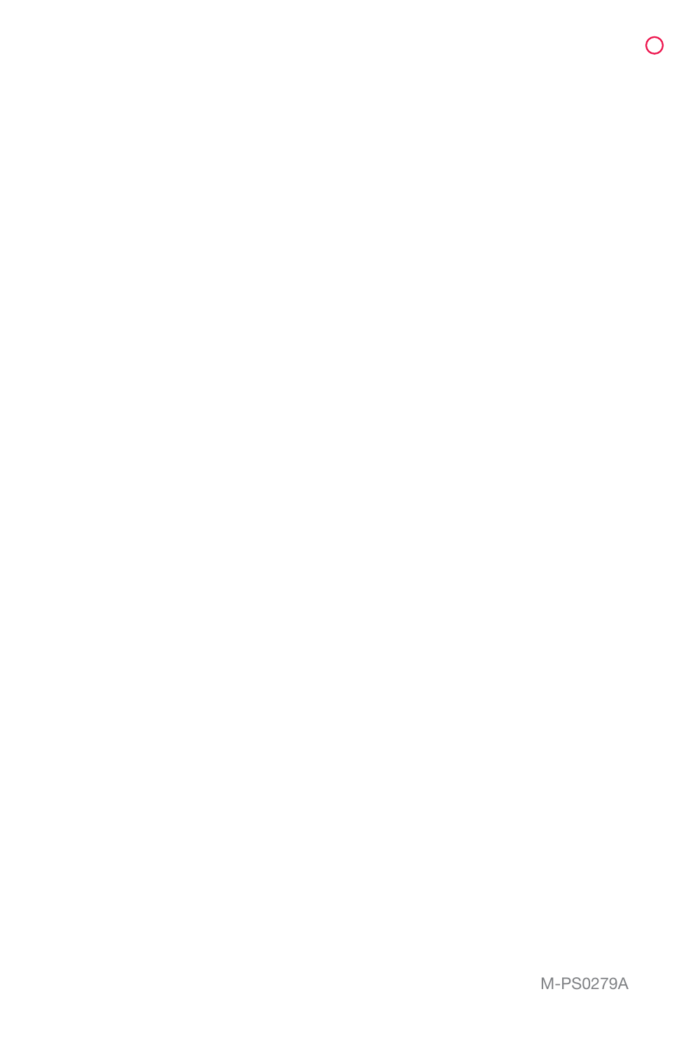M-PS0279A